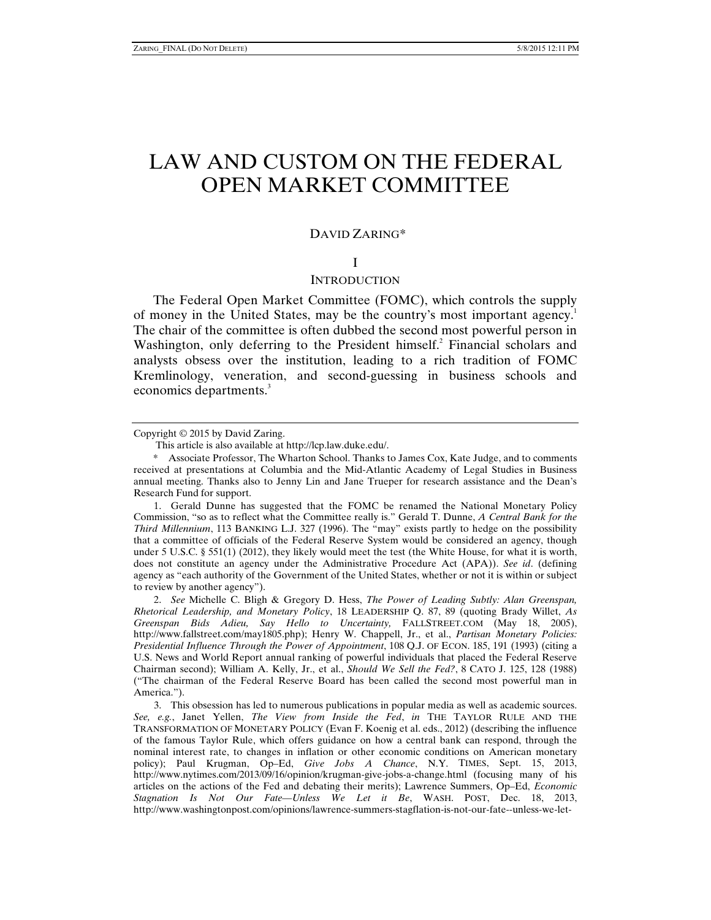# LAW AND CUSTOM ON THE FEDERAL OPEN MARKET COMMITTEE

DAVID ZARING*

## I

## INTRODUCTION

The Federal Open Market Committee (FOMC), which controls the supply of money in the United States, may be the country's most important agency.[1] The chair of the committee is often dubbed the second most powerful person in Washington, only deferring to the President himself.[2] Financial scholars and analysts obsess over the institution, leading to a rich tradition of FOMC Kremlinology, veneration, and second-guessing in business schools and economics departments.[3]

---

Copyright © 2015 by David Zaring.

This article is also available at http://lcp.law.duke.edu/.

\* Associate Professor, The Wharton School. Thanks to James Cox, Kate Judge, and to comments received at presentations at Columbia and the Mid-Atlantic Academy of Legal Studies in Business annual meeting. Thanks also to Jenny Lin and Jane Trueper for research assistance and the Dean's Research Fund for support.

1. Gerald Dunne has suggested that the FOMC be renamed the National Monetary Policy Commission, "so as to reflect what the Committee really is." Gerald T. Dunne, *A Central Bank for the Third Millennium*, 113 BANKING L.J. 327 (1996). The "may" exists partly to hedge on the possibility that a committee of officials of the Federal Reserve System would be considered an agency, though under 5 U.S.C. § 551(1) (2012), they likely would meet the test (the White House, for what it is worth, does not constitute an agency under the Administrative Procedure Act (APA)). *See id*. (defining agency as "each authority of the Government of the United States, whether or not it is within or subject to review by another agency").

2. *See* Michelle C. Bligh & Gregory D. Hess, *The Power of Leading Subtly: Alan Greenspan, Rhetorical Leadership, and Monetary Policy*, 18 LEADERSHIP Q. 87, 89 (quoting Brady Willet, *As Greenspan Bids Adieu, Say Hello to Uncertainty,* FALLSTREET.COM (May 18, 2005), http://www.fallstreet.com/may1805.php); Henry W. Chappell, Jr., et al., *Partisan Monetary Policies: Presidential Influence Through the Power of Appointment*, 108 Q.J. OF ECON. 185, 191 (1993) (citing a U.S. News and World Report annual ranking of powerful individuals that placed the Federal Reserve Chairman second); William A. Kelly, Jr., et al., *Should We Sell the Fed?*, 8 CATO J. 125, 128 (1988) ("The chairman of the Federal Reserve Board has been called the second most powerful man in America.").

3. This obsession has led to numerous publications in popular media as well as academic sources. *See, e.g.*, Janet Yellen, *The View from Inside the Fed*, *in* THE TAYLOR RULE AND THE TRANSFORMATION OF MONETARY POLICY (Evan F. Koenig et al. eds., 2012) (describing the influence of the famous Taylor Rule, which offers guidance on how a central bank can respond, through the nominal interest rate, to changes in inflation or other economic conditions on American monetary policy); Paul Krugman, Op–Ed, *Give Jobs A Chance*, N.Y. TIMES, Sept. 15, 2013, http://www.nytimes.com/2013/09/16/opinion/krugman-give-jobs-a-change.html (focusing many of his articles on the actions of the Fed and debating their merits); Lawrence Summers, Op–Ed, *Economic Stagnation Is Not Our Fate—Unless We Let it Be*, WASH. POST, Dec. 18, 2013, http://www.washingtonpost.com/opinions/lawrence-summers-stagflation-is-not-our-fate--unless-we-let-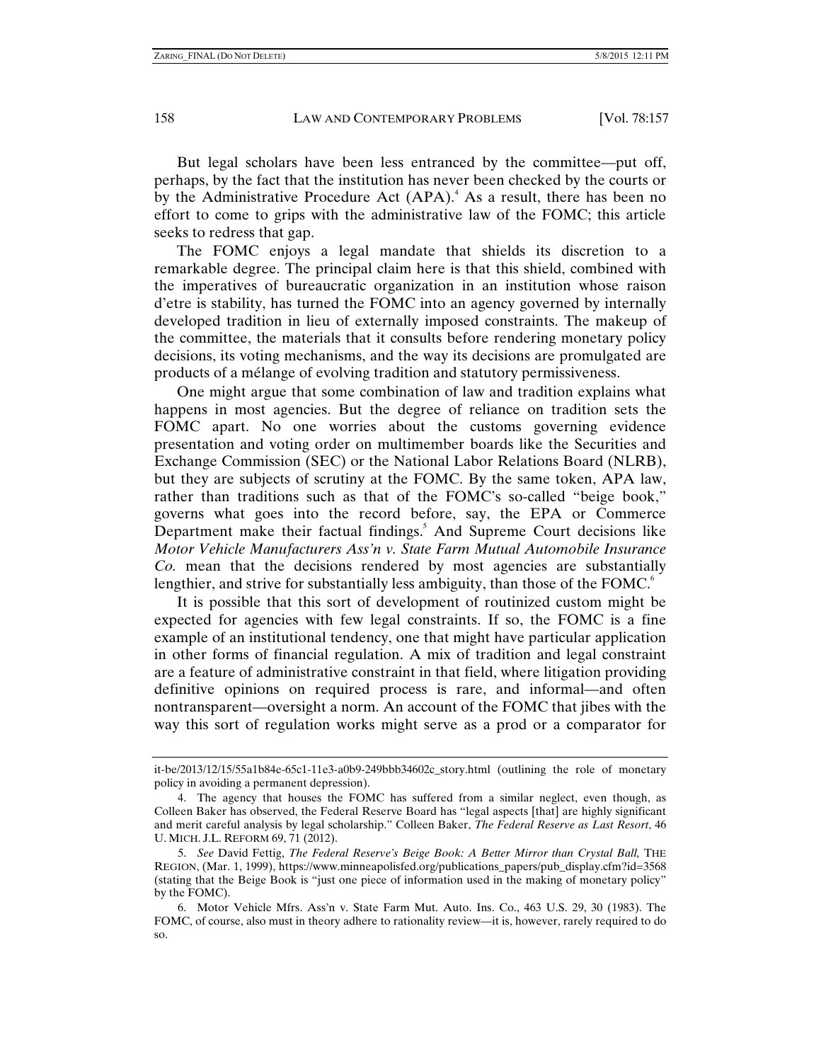But legal scholars have been less entranced by the committee—put off, perhaps, by the fact that the institution has never been checked by the courts or by the Administrative Procedure Act (APA).[4] As a result, there has been no effort to come to grips with the administrative law of the FOMC; this article seeks to redress that gap.

The FOMC enjoys a legal mandate that shields its discretion to a remarkable degree. The principal claim here is that this shield, combined with the imperatives of bureaucratic organization in an institution whose raison d'etre is stability, has turned the FOMC into an agency governed by internally developed tradition in lieu of externally imposed constraints. The makeup of the committee, the materials that it consults before rendering monetary policy decisions, its voting mechanisms, and the way its decisions are promulgated are products of a mélange of evolving tradition and statutory permissiveness.

One might argue that some combination of law and tradition explains what happens in most agencies. But the degree of reliance on tradition sets the FOMC apart. No one worries about the customs governing evidence presentation and voting order on multimember boards like the Securities and Exchange Commission (SEC) or the National Labor Relations Board (NLRB), but they are subjects of scrutiny at the FOMC. By the same token, APA law, rather than traditions such as that of the FOMC's so-called "beige book," governs what goes into the record before, say, the EPA or Commerce Department make their factual findings.[5] And Supreme Court decisions like *Motor Vehicle Manufacturers Ass'n v. State Farm Mutual Automobile Insurance Co.* mean that the decisions rendered by most agencies are substantially lengthier, and strive for substantially less ambiguity, than those of the FOMC.[6]

It is possible that this sort of development of routinized custom might be expected for agencies with few legal constraints. If so, the FOMC is a fine example of an institutional tendency, one that might have particular application in other forms of financial regulation. A mix of tradition and legal constraint are a feature of administrative constraint in that field, where litigation providing definitive opinions on required process is rare, and informal—and often nontransparent—oversight a norm. An account of the FOMC that jibes with the way this sort of regulation works might serve as a prod or a comparator for

---

it-be/2013/12/15/55a1b84e-65c1-11e3-a0b9-249bbb34602c_story.html (outlining the role of monetary policy in avoiding a permanent depression).

4. The agency that houses the FOMC has suffered from a similar neglect, even though, as Colleen Baker has observed, the Federal Reserve Board has "legal aspects [that] are highly significant and merit careful analysis by legal scholarship." Colleen Baker, *The Federal Reserve as Last Resort*, 46 U. MICH. J.L. REFORM 69, 71 (2012).

5. *See* David Fettig, *The Federal Reserve's Beige Book: A Better Mirror than Crystal Ball,* THE REGION, (Mar. 1, 1999), https://www.minneapolisfed.org/publications_papers/pub_display.cfm?id=3568 (stating that the Beige Book is "just one piece of information used in the making of monetary policy" by the FOMC).

6. Motor Vehicle Mfrs. Ass'n v. State Farm Mut. Auto. Ins. Co., 463 U.S. 29, 30 (1983). The FOMC, of course, also must in theory adhere to rationality review—it is, however, rarely required to do so.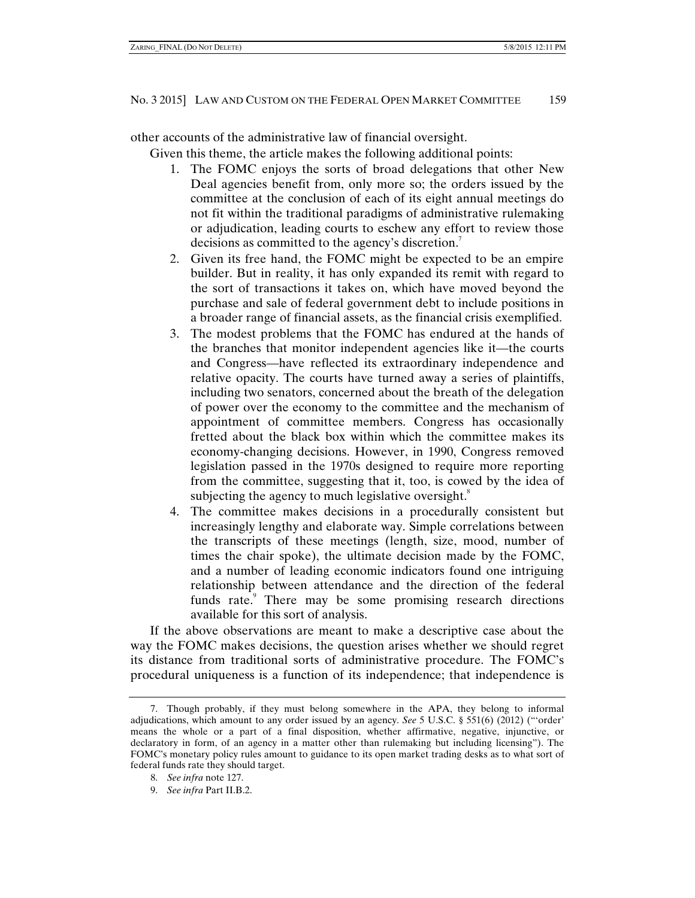other accounts of the administrative law of financial oversight.

Given this theme, the article makes the following additional points:

1. The FOMC enjoys the sorts of broad delegations that other New Deal agencies benefit from, only more so; the orders issued by the committee at the conclusion of each of its eight annual meetings do not fit within the traditional paradigms of administrative rulemaking or adjudication, leading courts to eschew any effort to review those decisions as committed to the agency's discretion.[7]
2. Given its free hand, the FOMC might be expected to be an empire builder. But in reality, it has only expanded its remit with regard to the sort of transactions it takes on, which have moved beyond the purchase and sale of federal government debt to include positions in a broader range of financial assets, as the financial crisis exemplified.
3. The modest problems that the FOMC has endured at the hands of the branches that monitor independent agencies like it—the courts and Congress—have reflected its extraordinary independence and relative opacity. The courts have turned away a series of plaintiffs, including two senators, concerned about the breath of the delegation of power over the economy to the committee and the mechanism of appointment of committee members. Congress has occasionally fretted about the black box within which the committee makes its economy-changing decisions. However, in 1990, Congress removed legislation passed in the 1970s designed to require more reporting from the committee, suggesting that it, too, is cowed by the idea of subjecting the agency to much legislative oversight.[8]
4. The committee makes decisions in a procedurally consistent but increasingly lengthy and elaborate way. Simple correlations between the transcripts of these meetings (length, size, mood, number of times the chair spoke), the ultimate decision made by the FOMC, and a number of leading economic indicators found one intriguing relationship between attendance and the direction of the federal funds rate.[9] There may be some promising research directions available for this sort of analysis.

If the above observations are meant to make a descriptive case about the way the FOMC makes decisions, the question arises whether we should regret its distance from traditional sorts of administrative procedure. The FOMC's procedural uniqueness is a function of its independence; that independence is

---

7. Though probably, if they must belong somewhere in the APA, they belong to informal adjudications, which amount to any order issued by an agency. *See* 5 U.S.C. § 551(6) (2012) ("'order' means the whole or a part of a final disposition, whether affirmative, negative, injunctive, or declaratory in form, of an agency in a matter other than rulemaking but including licensing"). The FOMC's monetary policy rules amount to guidance to its open market trading desks as to what sort of federal funds rate they should target.

8. *See infra* note 127.

9. *See infra* Part II.B.2.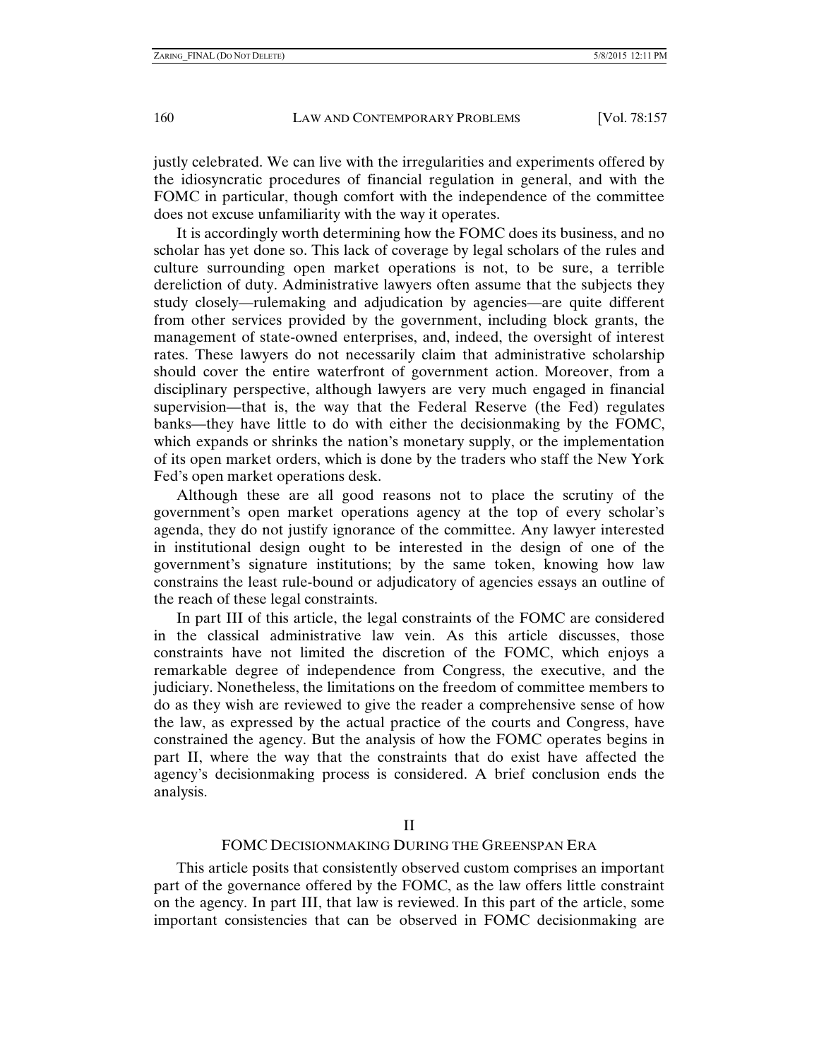justly celebrated. We can live with the irregularities and experiments offered by the idiosyncratic procedures of financial regulation in general, and with the FOMC in particular, though comfort with the independence of the committee does not excuse unfamiliarity with the way it operates.

It is accordingly worth determining how the FOMC does its business, and no scholar has yet done so. This lack of coverage by legal scholars of the rules and culture surrounding open market operations is not, to be sure, a terrible dereliction of duty. Administrative lawyers often assume that the subjects they study closely—rulemaking and adjudication by agencies—are quite different from other services provided by the government, including block grants, the management of state-owned enterprises, and, indeed, the oversight of interest rates. These lawyers do not necessarily claim that administrative scholarship should cover the entire waterfront of government action. Moreover, from a disciplinary perspective, although lawyers are very much engaged in financial supervision—that is, the way that the Federal Reserve (the Fed) regulates banks—they have little to do with either the decisionmaking by the FOMC, which expands or shrinks the nation's monetary supply, or the implementation of its open market orders, which is done by the traders who staff the New York Fed's open market operations desk.

Although these are all good reasons not to place the scrutiny of the government's open market operations agency at the top of every scholar's agenda, they do not justify ignorance of the committee. Any lawyer interested in institutional design ought to be interested in the design of one of the government's signature institutions; by the same token, knowing how law constrains the least rule-bound or adjudicatory of agencies essays an outline of the reach of these legal constraints.

In part III of this article, the legal constraints of the FOMC are considered in the classical administrative law vein. As this article discusses, those constraints have not limited the discretion of the FOMC, which enjoys a remarkable degree of independence from Congress, the executive, and the judiciary. Nonetheless, the limitations on the freedom of committee members to do as they wish are reviewed to give the reader a comprehensive sense of how the law, as expressed by the actual practice of the courts and Congress, have constrained the agency. But the analysis of how the FOMC operates begins in part II, where the way that the constraints that do exist have affected the agency's decisionmaking process is considered. A brief conclusion ends the analysis.

## II

## FOMC DECISIONMAKING DURING THE GREENSPAN ERA

This article posits that consistently observed custom comprises an important part of the governance offered by the FOMC, as the law offers little constraint on the agency. In part III, that law is reviewed. In this part of the article, some important consistencies that can be observed in FOMC decisionmaking are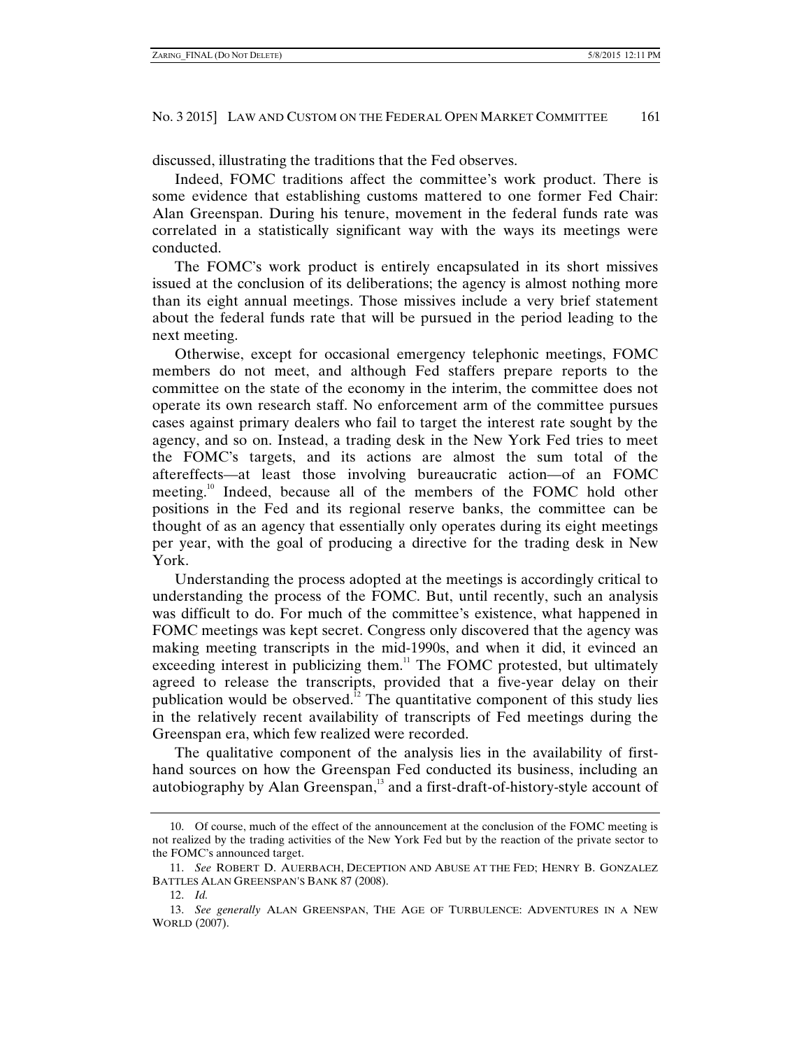discussed, illustrating the traditions that the Fed observes.

Indeed, FOMC traditions affect the committee's work product. There is some evidence that establishing customs mattered to one former Fed Chair: Alan Greenspan. During his tenure, movement in the federal funds rate was correlated in a statistically significant way with the ways its meetings were conducted.

The FOMC's work product is entirely encapsulated in its short missives issued at the conclusion of its deliberations; the agency is almost nothing more than its eight annual meetings. Those missives include a very brief statement about the federal funds rate that will be pursued in the period leading to the next meeting.

Otherwise, except for occasional emergency telephonic meetings, FOMC members do not meet, and although Fed staffers prepare reports to the committee on the state of the economy in the interim, the committee does not operate its own research staff. No enforcement arm of the committee pursues cases against primary dealers who fail to target the interest rate sought by the agency, and so on. Instead, a trading desk in the New York Fed tries to meet the FOMC's targets, and its actions are almost the sum total of the aftereffects—at least those involving bureaucratic action—of an FOMC meeting.[10] Indeed, because all of the members of the FOMC hold other positions in the Fed and its regional reserve banks, the committee can be thought of as an agency that essentially only operates during its eight meetings per year, with the goal of producing a directive for the trading desk in New York.

Understanding the process adopted at the meetings is accordingly critical to understanding the process of the FOMC. But, until recently, such an analysis was difficult to do. For much of the committee's existence, what happened in FOMC meetings was kept secret. Congress only discovered that the agency was making meeting transcripts in the mid-1990s, and when it did, it evinced an exceeding interest in publicizing them.[11] The FOMC protested, but ultimately agreed to release the transcripts, provided that a five-year delay on their publication would be observed.[12] The quantitative component of this study lies in the relatively recent availability of transcripts of Fed meetings during the Greenspan era, which few realized were recorded.

The qualitative component of the analysis lies in the availability of first-hand sources on how the Greenspan Fed conducted its business, including an autobiography by Alan Greenspan,[13] and a first-draft-of-history-style account of

---

10. Of course, much of the effect of the announcement at the conclusion of the FOMC meeting is not realized by the trading activities of the New York Fed but by the reaction of the private sector to the FOMC's announced target.

11. *See* ROBERT D. AUERBACH, DECEPTION AND ABUSE AT THE FED; HENRY B. GONZALEZ BATTLES ALAN GREENSPAN'S BANK 87 (2008).

12. *Id.*

13. *See generally* ALAN GREENSPAN, THE AGE OF TURBULENCE: ADVENTURES IN A NEW WORLD (2007).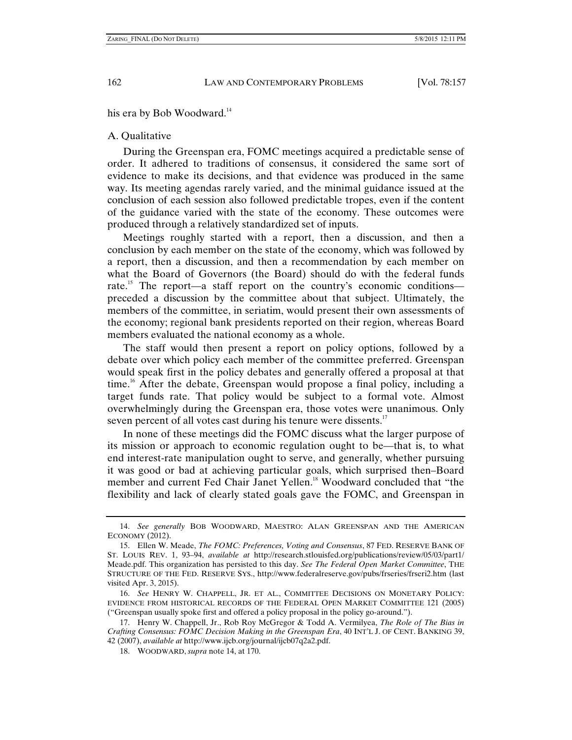his era by Bob Woodward.[14]

### A. Qualitative

During the Greenspan era, FOMC meetings acquired a predictable sense of order. It adhered to traditions of consensus, it considered the same sort of evidence to make its decisions, and that evidence was produced in the same way. Its meeting agendas rarely varied, and the minimal guidance issued at the conclusion of each session also followed predictable tropes, even if the content of the guidance varied with the state of the economy. These outcomes were produced through a relatively standardized set of inputs.

Meetings roughly started with a report, then a discussion, and then a conclusion by each member on the state of the economy, which was followed by a report, then a discussion, and then a recommendation by each member on what the Board of Governors (the Board) should do with the federal funds rate.[15] The report—a staff report on the country's economic conditions—preceded a discussion by the committee about that subject. Ultimately, the members of the committee, in seriatim, would present their own assessments of the economy; regional bank presidents reported on their region, whereas Board members evaluated the national economy as a whole.

The staff would then present a report on policy options, followed by a debate over which policy each member of the committee preferred. Greenspan would speak first in the policy debates and generally offered a proposal at that time.[16] After the debate, Greenspan would propose a final policy, including a target funds rate. That policy would be subject to a formal vote. Almost overwhelmingly during the Greenspan era, those votes were unanimous. Only seven percent of all votes cast during his tenure were dissents.[17]

In none of these meetings did the FOMC discuss what the larger purpose of its mission or approach to economic regulation ought to be—that is, to what end interest-rate manipulation ought to serve, and generally, whether pursuing it was good or bad at achieving particular goals, which surprised then–Board member and current Fed Chair Janet Yellen.[18] Woodward concluded that "the flexibility and lack of clearly stated goals gave the FOMC, and Greenspan in

---

14. *See generally* BOB WOODWARD, MAESTRO: ALAN GREENSPAN AND THE AMERICAN ECONOMY (2012).

15. Ellen W. Meade, *The FOMC: Preferences, Voting and Consensus*, 87 FED. RESERVE BANK OF ST. LOUIS REV. 1, 93–94, *available at* http://research.stlouisfed.org/publications/review/05/03/part1/Meade.pdf. This organization has persisted to this day. *See The Federal Open Market Committee*, THE STRUCTURE OF THE FED. RESERVE SYS., http://www.federalreserve.gov/pubs/frseries/frseri2.htm (last visited Apr. 3, 2015).

16. *See* HENRY W. CHAPPELL, JR. ET AL., COMMITTEE DECISIONS ON MONETARY POLICY: EVIDENCE FROM HISTORICAL RECORDS OF THE FEDERAL OPEN MARKET COMMITTEE 121 (2005) ("Greenspan usually spoke first and offered a policy proposal in the policy go-around.").

17. Henry W. Chappell, Jr., Rob Roy McGregor & Todd A. Vermilyea, *The Role of The Bias in Crafting Consensus: FOMC Decision Making in the Greenspan Era*, 40 INT'L J. OF CENT. BANKING 39, 42 (2007), *available at* http://www.ijcb.org/journal/ijcb07q2a2.pdf.

18. WOODWARD, *supra* note 14, at 170.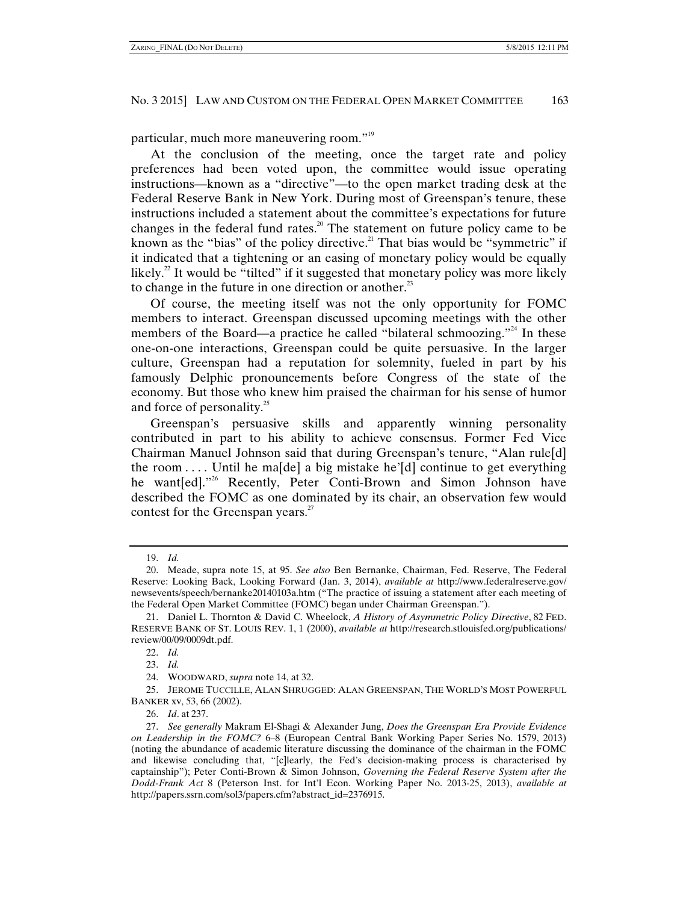particular, much more maneuvering room."[19]

At the conclusion of the meeting, once the target rate and policy preferences had been voted upon, the committee would issue operating instructions—known as a "directive"—to the open market trading desk at the Federal Reserve Bank in New York. During most of Greenspan's tenure, these instructions included a statement about the committee's expectations for future changes in the federal fund rates.[20] The statement on future policy came to be known as the "bias" of the policy directive.[21] That bias would be "symmetric" if it indicated that a tightening or an easing of monetary policy would be equally likely.[22] It would be "tilted" if it suggested that monetary policy was more likely to change in the future in one direction or another.[23]

Of course, the meeting itself was not the only opportunity for FOMC members to interact. Greenspan discussed upcoming meetings with the other members of the Board—a practice he called "bilateral schmoozing."[24] In these one-on-one interactions, Greenspan could be quite persuasive. In the larger culture, Greenspan had a reputation for solemnity, fueled in part by his famously Delphic pronouncements before Congress of the state of the economy. But those who knew him praised the chairman for his sense of humor and force of personality.[25]

Greenspan's persuasive skills and apparently winning personality contributed in part to his ability to achieve consensus. Former Fed Vice Chairman Manuel Johnson said that during Greenspan's tenure, "Alan rule[d] the room . . . . Until he ma[de] a big mistake he'[d] continue to get everything he want[ed]."[26] Recently, Peter Conti-Brown and Simon Johnson have described the FOMC as one dominated by its chair, an observation few would contest for the Greenspan years.[27]

---

19. *Id.*

20. Meade, supra note 15, at 95. *See also* Ben Bernanke, Chairman, Fed. Reserve, The Federal Reserve: Looking Back, Looking Forward (Jan. 3, 2014), *available at* http://www.federalreserve.gov/newsevents/speech/bernanke20140103a.htm ("The practice of issuing a statement after each meeting of the Federal Open Market Committee (FOMC) began under Chairman Greenspan.").

21. Daniel L. Thornton & David C. Wheelock, *A History of Asymmetric Policy Directive*, 82 FED. RESERVE BANK OF ST. LOUIS REV. 1, 1 (2000), *available at* http://research.stlouisfed.org/publications/review/00/09/0009dt.pdf.

22. *Id.*

23. *Id.*

24. WOODWARD, *supra* note 14, at 32.

25. JEROME TUCCILLE, ALAN SHRUGGED: ALAN GREENSPAN, THE WORLD'S MOST POWERFUL BANKER xv, 53, 66 (2002).

26. *Id*. at 237.

27. *See generally* Makram El-Shagi & Alexander Jung, *Does the Greenspan Era Provide Evidence on Leadership in the FOMC?* 6–8 (European Central Bank Working Paper Series No. 1579, 2013) (noting the abundance of academic literature discussing the dominance of the chairman in the FOMC and likewise concluding that, "[c]learly, the Fed's decision-making process is characterised by captainship"); Peter Conti-Brown & Simon Johnson, *Governing the Federal Reserve System after the Dodd-Frank Act* 8 (Peterson Inst. for Int'l Econ. Working Paper No. 2013-25, 2013), *available at* http://papers.ssrn.com/sol3/papers.cfm?abstract_id=2376915.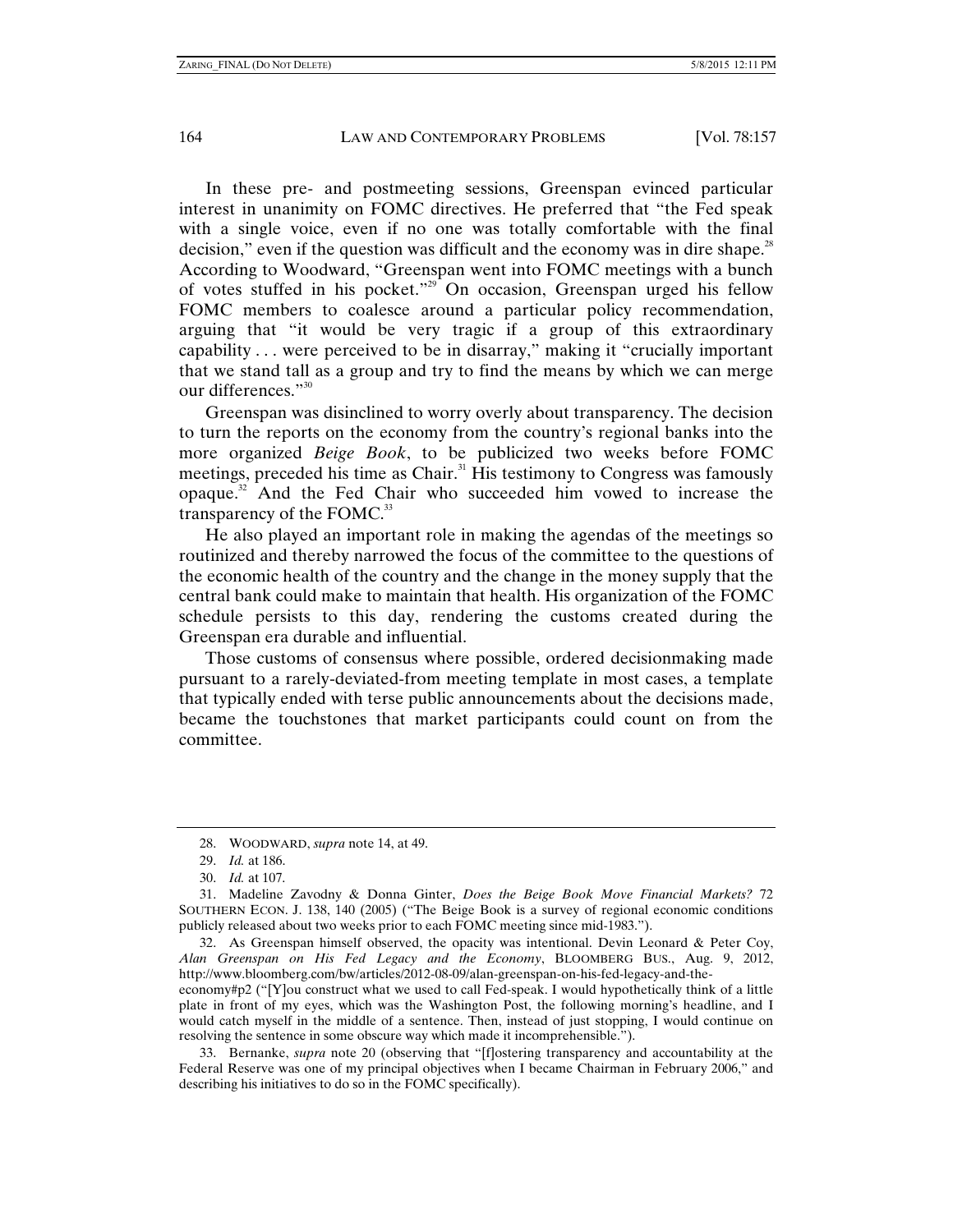In these pre- and postmeeting sessions, Greenspan evinced particular interest in unanimity on FOMC directives. He preferred that "the Fed speak with a single voice, even if no one was totally comfortable with the final decision," even if the question was difficult and the economy was in dire shape.[28] According to Woodward, "Greenspan went into FOMC meetings with a bunch of votes stuffed in his pocket."[29] On occasion, Greenspan urged his fellow FOMC members to coalesce around a particular policy recommendation, arguing that "it would be very tragic if a group of this extraordinary capability . . . were perceived to be in disarray," making it "crucially important that we stand tall as a group and try to find the means by which we can merge our differences."[30]

Greenspan was disinclined to worry overly about transparency. The decision to turn the reports on the economy from the country's regional banks into the more organized *Beige Book*, to be publicized two weeks before FOMC meetings, preceded his time as Chair.[31] His testimony to Congress was famously opaque.[32] And the Fed Chair who succeeded him vowed to increase the transparency of the FOMC.[33]

He also played an important role in making the agendas of the meetings so routinized and thereby narrowed the focus of the committee to the questions of the economic health of the country and the change in the money supply that the central bank could make to maintain that health. His organization of the FOMC schedule persists to this day, rendering the customs created during the Greenspan era durable and influential.

Those customs of consensus where possible, ordered decisionmaking made pursuant to a rarely-deviated-from meeting template in most cases, a template that typically ended with terse public announcements about the decisions made, became the touchstones that market participants could count on from the committee.

---

28. WOODWARD, *supra* note 14, at 49.

29. *Id.* at 186.

30. *Id.* at 107.

31. Madeline Zavodny & Donna Ginter, *Does the Beige Book Move Financial Markets?* 72 SOUTHERN ECON. J. 138, 140 (2005) ("The Beige Book is a survey of regional economic conditions publicly released about two weeks prior to each FOMC meeting since mid-1983.").

32. As Greenspan himself observed, the opacity was intentional. Devin Leonard & Peter Coy, *Alan Greenspan on His Fed Legacy and the Economy*, BLOOMBERG BUS., Aug. 9, 2012, http://www.bloomberg.com/bw/articles/2012-08-09/alan-greenspan-on-his-fed-legacy-and-the-economy#p2 ("[Y]ou construct what we used to call Fed-speak. I would hypothetically think of a little plate in front of my eyes, which was the Washington Post, the following morning's headline, and I would catch myself in the middle of a sentence. Then, instead of just stopping, I would continue on resolving the sentence in some obscure way which made it incomprehensible.").

33. Bernanke, *supra* note 20 (observing that "[f]ostering transparency and accountability at the Federal Reserve was one of my principal objectives when I became Chairman in February 2006," and describing his initiatives to do so in the FOMC specifically).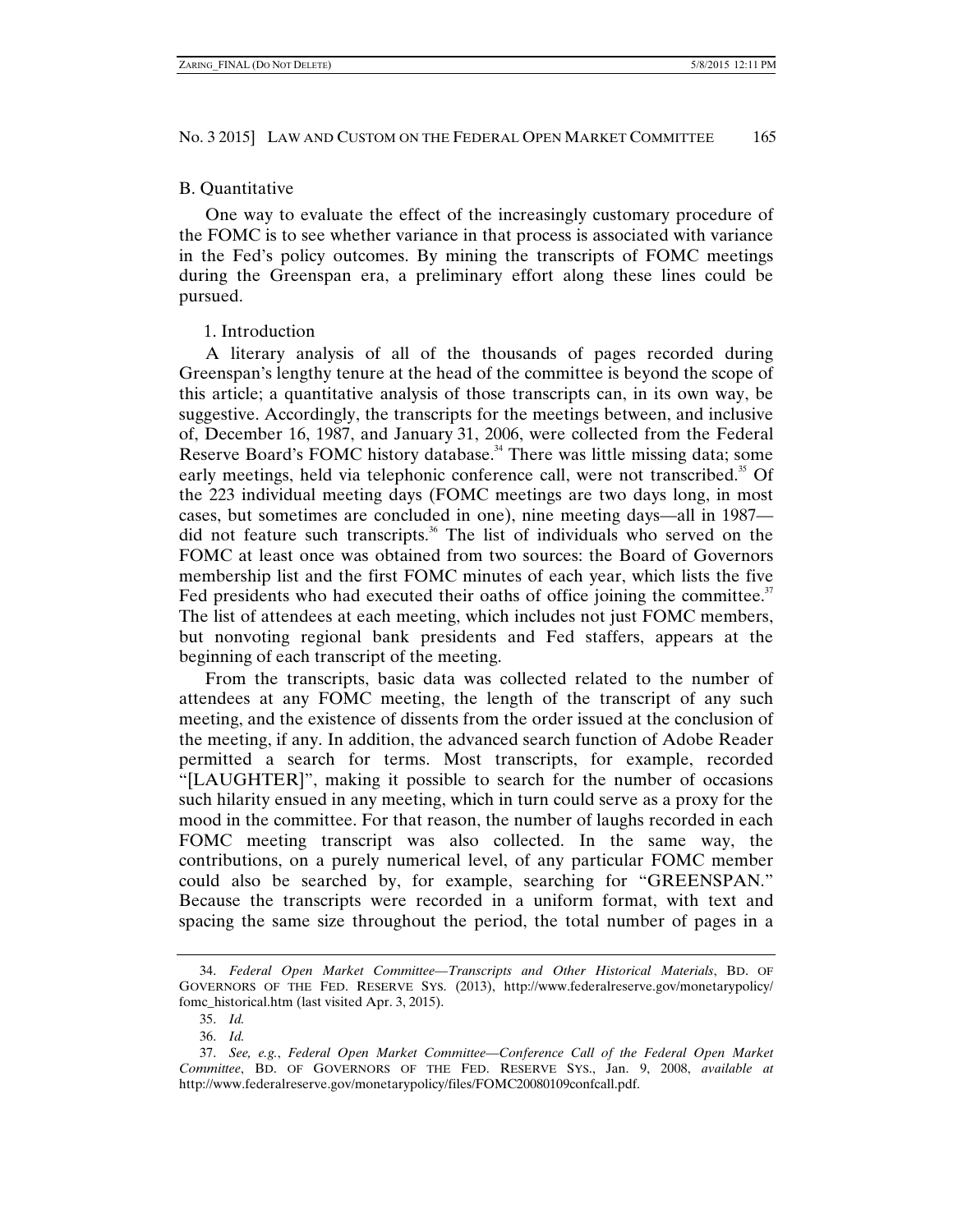### B. Quantitative

One way to evaluate the effect of the increasingly customary procedure of the FOMC is to see whether variance in that process is associated with variance in the Fed's policy outcomes. By mining the transcripts of FOMC meetings during the Greenspan era, a preliminary effort along these lines could be pursued.

#### 1. Introduction

A literary analysis of all of the thousands of pages recorded during Greenspan's lengthy tenure at the head of the committee is beyond the scope of this article; a quantitative analysis of those transcripts can, in its own way, be suggestive. Accordingly, the transcripts for the meetings between, and inclusive of, December 16, 1987, and January 31, 2006, were collected from the Federal Reserve Board's FOMC history database.[34] There was little missing data; some early meetings, held via telephonic conference call, were not transcribed.[35] Of the 223 individual meeting days (FOMC meetings are two days long, in most cases, but sometimes are concluded in one), nine meeting days—all in 1987—did not feature such transcripts.[36] The list of individuals who served on the FOMC at least once was obtained from two sources: the Board of Governors membership list and the first FOMC minutes of each year, which lists the five Fed presidents who had executed their oaths of office joining the committee.[37] The list of attendees at each meeting, which includes not just FOMC members, but nonvoting regional bank presidents and Fed staffers, appears at the beginning of each transcript of the meeting.

From the transcripts, basic data was collected related to the number of attendees at any FOMC meeting, the length of the transcript of any such meeting, and the existence of dissents from the order issued at the conclusion of the meeting, if any. In addition, the advanced search function of Adobe Reader permitted a search for terms. Most transcripts, for example, recorded "[LAUGHTER]", making it possible to search for the number of occasions such hilarity ensued in any meeting, which in turn could serve as a proxy for the mood in the committee. For that reason, the number of laughs recorded in each FOMC meeting transcript was also collected. In the same way, the contributions, on a purely numerical level, of any particular FOMC member could also be searched by, for example, searching for "GREENSPAN." Because the transcripts were recorded in a uniform format, with text and spacing the same size throughout the period, the total number of pages in a

---

34. *Federal Open Market Committee—Transcripts and Other Historical Materials*, BD. OF GOVERNORS OF THE FED. RESERVE SYS. (2013), http://www.federalreserve.gov/monetarypolicy/fomc_historical.htm (last visited Apr. 3, 2015).

35. *Id.*

36. *Id.*

37. *See, e.g.*, *Federal Open Market Committee—Conference Call of the Federal Open Market Committee*, BD. OF GOVERNORS OF THE FED. RESERVE SYS., Jan. 9, 2008, *available at* http://www.federalreserve.gov/monetarypolicy/files/FOMC20080109confcall.pdf.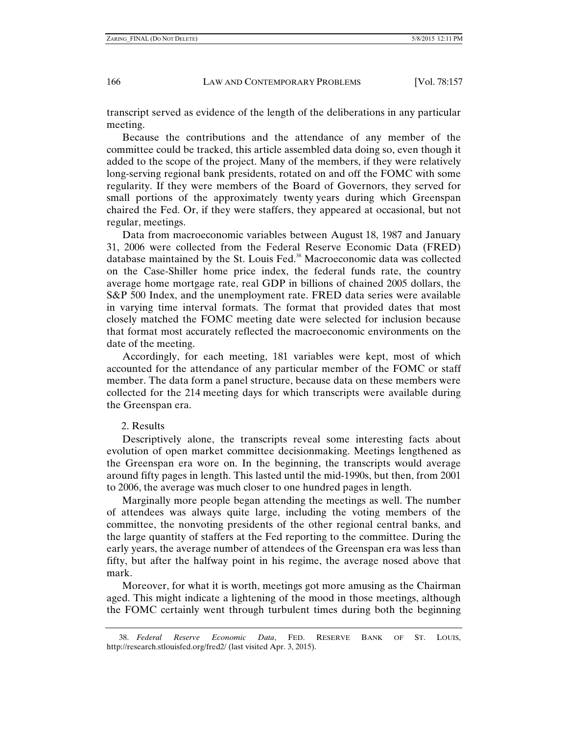transcript served as evidence of the length of the deliberations in any particular meeting.

Because the contributions and the attendance of any member of the committee could be tracked, this article assembled data doing so, even though it added to the scope of the project. Many of the members, if they were relatively long-serving regional bank presidents, rotated on and off the FOMC with some regularity. If they were members of the Board of Governors, they served for small portions of the approximately twenty years during which Greenspan chaired the Fed. Or, if they were staffers, they appeared at occasional, but not regular, meetings.

Data from macroeconomic variables between August 18, 1987 and January 31, 2006 were collected from the Federal Reserve Economic Data (FRED) database maintained by the St. Louis Fed.[38] Macroeconomic data was collected on the Case-Shiller home price index, the federal funds rate, the country average home mortgage rate, real GDP in billions of chained 2005 dollars, the S&P 500 Index, and the unemployment rate. FRED data series were available in varying time interval formats. The format that provided dates that most closely matched the FOMC meeting date were selected for inclusion because that format most accurately reflected the macroeconomic environments on the date of the meeting.

Accordingly, for each meeting, 181 variables were kept, most of which accounted for the attendance of any particular member of the FOMC or staff member. The data form a panel structure, because data on these members were collected for the 214 meeting days for which transcripts were available during the Greenspan era.

2. Results

Descriptively alone, the transcripts reveal some interesting facts about evolution of open market committee decisionmaking. Meetings lengthened as the Greenspan era wore on. In the beginning, the transcripts would average around fifty pages in length. This lasted until the mid-1990s, but then, from 2001 to 2006, the average was much closer to one hundred pages in length.

Marginally more people began attending the meetings as well. The number of attendees was always quite large, including the voting members of the committee, the nonvoting presidents of the other regional central banks, and the large quantity of staffers at the Fed reporting to the committee. During the early years, the average number of attendees of the Greenspan era was less than fifty, but after the halfway point in his regime, the average nosed above that mark.

Moreover, for what it is worth, meetings got more amusing as the Chairman aged. This might indicate a lightening of the mood in those meetings, although the FOMC certainly went through turbulent times during both the beginning

38. *Federal Reserve Economic Data*, FED. RESERVE BANK OF ST. LOUIS, http://research.stlouisfed.org/fred2/ (last visited Apr. 3, 2015).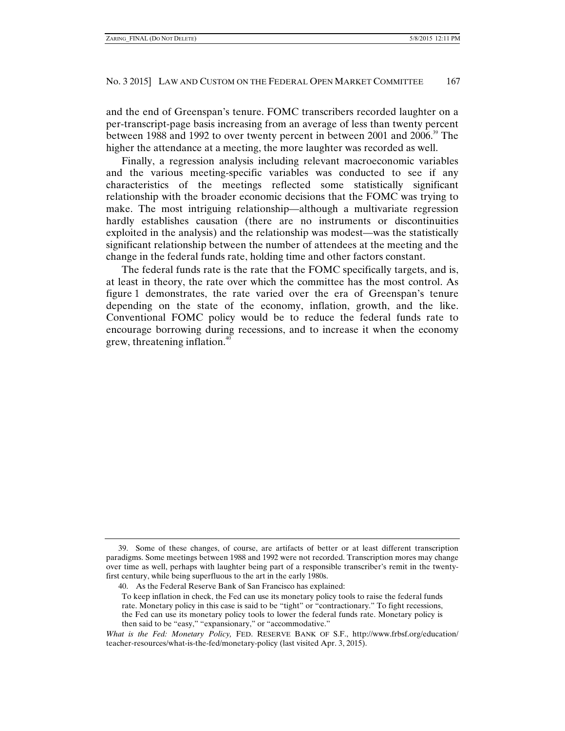and the end of Greenspan's tenure. FOMC transcribers recorded laughter on a per-transcript-page basis increasing from an average of less than twenty percent between 1988 and 1992 to over twenty percent in between 2001 and 2006.[39] The higher the attendance at a meeting, the more laughter was recorded as well.

Finally, a regression analysis including relevant macroeconomic variables and the various meeting-specific variables was conducted to see if any characteristics of the meetings reflected some statistically significant relationship with the broader economic decisions that the FOMC was trying to make. The most intriguing relationship—although a multivariate regression hardly establishes causation (there are no instruments or discontinuities exploited in the analysis) and the relationship was modest—was the statistically significant relationship between the number of attendees at the meeting and the change in the federal funds rate, holding time and other factors constant.

The federal funds rate is the rate that the FOMC specifically targets, and is, at least in theory, the rate over which the committee has the most control. As figure 1 demonstrates, the rate varied over the era of Greenspan's tenure depending on the state of the economy, inflation, growth, and the like. Conventional FOMC policy would be to reduce the federal funds rate to encourage borrowing during recessions, and to increase it when the economy grew, threatening inflation.[40]

---

39. Some of these changes, of course, are artifacts of better or at least different transcription paradigms. Some meetings between 1988 and 1992 were not recorded. Transcription mores may change over time as well, perhaps with laughter being part of a responsible transcriber's remit in the twenty-first century, while being superfluous to the art in the early 1980s.

40. As the Federal Reserve Bank of San Francisco has explained:

> To keep inflation in check, the Fed can use its monetary policy tools to raise the federal funds rate. Monetary policy in this case is said to be "tight" or "contractionary." To fight recessions, the Fed can use its monetary policy tools to lower the federal funds rate. Monetary policy is then said to be "easy," "expansionary," or "accommodative."

*What is the Fed: Monetary Policy,* FED. RESERVE BANK OF S.F., http://www.frbsf.org/education/teacher-resources/what-is-the-fed/monetary-policy (last visited Apr. 3, 2015).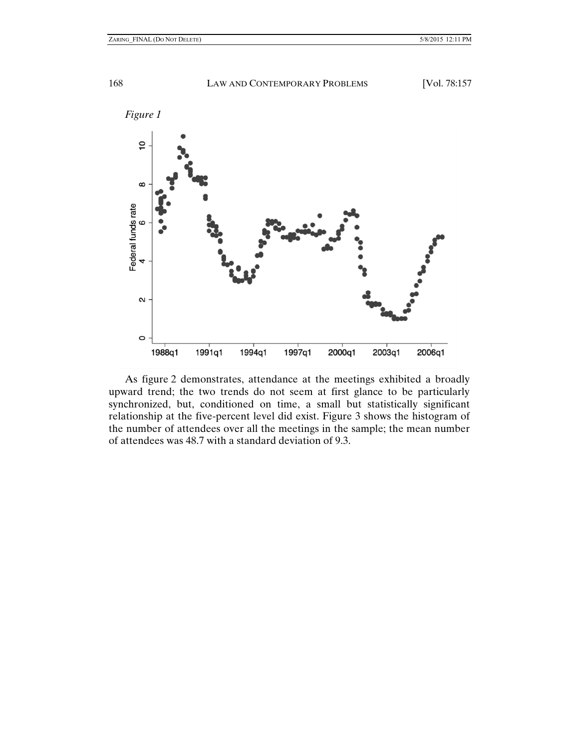*Figure 1*

As figure 2 demonstrates, attendance at the meetings exhibited a broadly upward trend; the two trends do not seem at first glance to be particularly synchronized, but, conditioned on time, a small but statistically significant relationship at the five-percent level did exist. Figure 3 shows the histogram of the number of attendees over all the meetings in the sample; the mean number of attendees was 48.7 with a standard deviation of 9.3.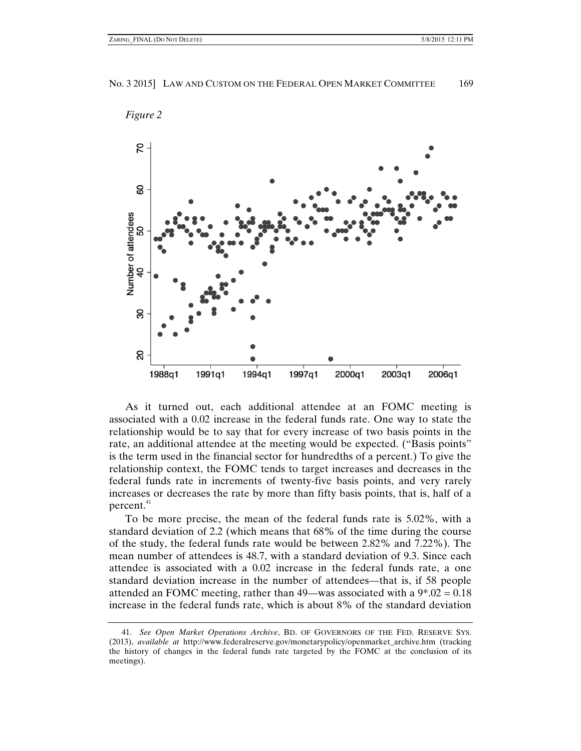*Figure 2*

As it turned out, each additional attendee at an FOMC meeting is associated with a 0.02 increase in the federal funds rate. One way to state the relationship would be to say that for every increase of two basis points in the rate, an additional attendee at the meeting would be expected. ("Basis points" is the term used in the financial sector for hundredths of a percent.) To give the relationship context, the FOMC tends to target increases and decreases in the federal funds rate in increments of twenty-five basis points, and very rarely increases or decreases the rate by more than fifty basis points, that is, half of a percent.[41]

To be more precise, the mean of the federal funds rate is 5.02%, with a standard deviation of 2.2 (which means that 68% of the time during the course of the study, the federal funds rate would be between 2.82% and 7.22%). The mean number of attendees is 48.7, with a standard deviation of 9.3. Since each attendee is associated with a 0.02 increase in the federal funds rate, a one standard deviation increase in the number of attendees—that is, if 58 people attended an FOMC meeting, rather than 49—was associated with a 9*.02 = 0.18 increase in the federal funds rate, which is about 8% of the standard deviation

41. *See Open Market Operations Archive*, BD. OF GOVERNORS OF THE FED. RESERVE SYS. (2013), *available at* http://www.federalreserve.gov/monetarypolicy/openmarket_archive.htm (tracking the history of changes in the federal funds rate targeted by the FOMC at the conclusion of its meetings).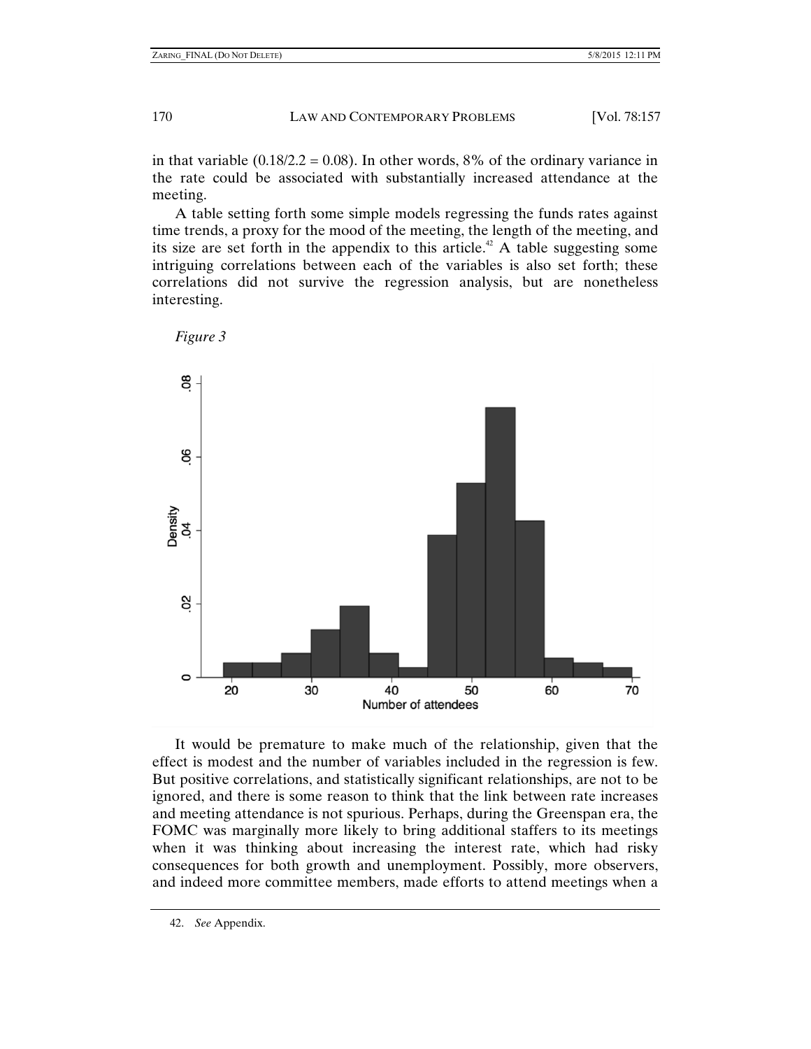in that variable (0.18/2.2 = 0.08). In other words, 8% of the ordinary variance in the rate could be associated with substantially increased attendance at the meeting.

A table setting forth some simple models regressing the funds rates against time trends, a proxy for the mood of the meeting, the length of the meeting, and its size are set forth in the appendix to this article.[42] A table suggesting some intriguing correlations between each of the variables is also set forth; these correlations did not survive the regression analysis, but are nonetheless interesting.

*Figure 3*

It would be premature to make much of the relationship, given that the effect is modest and the number of variables included in the regression is few. But positive correlations, and statistically significant relationships, are not to be ignored, and there is some reason to think that the link between rate increases and meeting attendance is not spurious. Perhaps, during the Greenspan era, the FOMC was marginally more likely to bring additional staffers to its meetings when it was thinking about increasing the interest rate, which had risky consequences for both growth and unemployment. Possibly, more observers, and indeed more committee members, made efforts to attend meetings when a

42. *See* Appendix.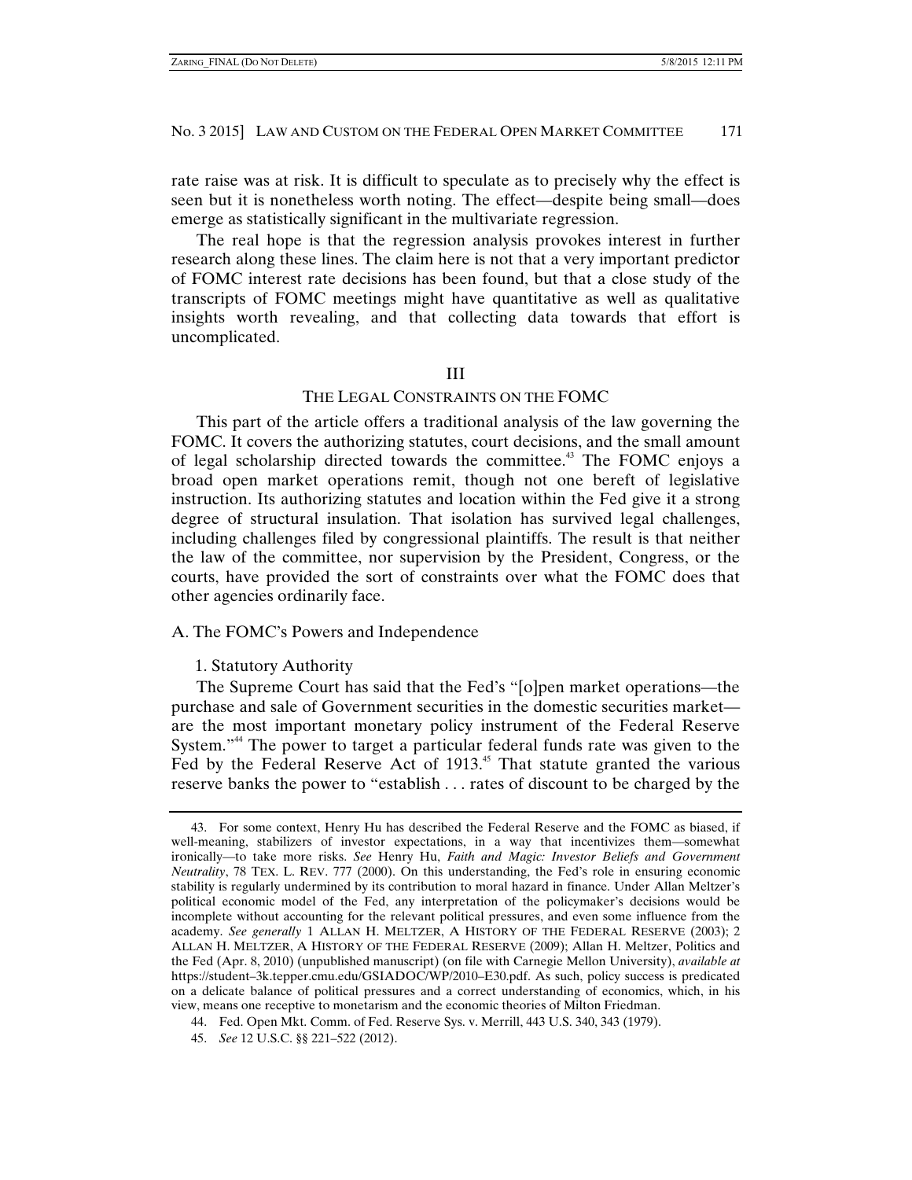rate raise was at risk. It is difficult to speculate as to precisely why the effect is seen but it is nonetheless worth noting. The effect—despite being small—does emerge as statistically significant in the multivariate regression.

The real hope is that the regression analysis provokes interest in further research along these lines. The claim here is not that a very important predictor of FOMC interest rate decisions has been found, but that a close study of the transcripts of FOMC meetings might have quantitative as well as qualitative insights worth revealing, and that collecting data towards that effort is uncomplicated.

## III

## THE LEGAL CONSTRAINTS ON THE FOMC

This part of the article offers a traditional analysis of the law governing the FOMC. It covers the authorizing statutes, court decisions, and the small amount of legal scholarship directed towards the committee.[43] The FOMC enjoys a broad open market operations remit, though not one bereft of legislative instruction. Its authorizing statutes and location within the Fed give it a strong degree of structural insulation. That isolation has survived legal challenges, including challenges filed by congressional plaintiffs. The result is that neither the law of the committee, nor supervision by the President, Congress, or the courts, have provided the sort of constraints over what the FOMC does that other agencies ordinarily face.

### A. The FOMC's Powers and Independence

#### 1. Statutory Authority

The Supreme Court has said that the Fed's "[o]pen market operations—the purchase and sale of Government securities in the domestic securities market—are the most important monetary policy instrument of the Federal Reserve System."[44] The power to target a particular federal funds rate was given to the Fed by the Federal Reserve Act of 1913.[45] That statute granted the various reserve banks the power to "establish . . . rates of discount to be charged by the

---

43. For some context, Henry Hu has described the Federal Reserve and the FOMC as biased, if well-meaning, stabilizers of investor expectations, in a way that incentivizes them—somewhat ironically—to take more risks. *See* Henry Hu, *Faith and Magic: Investor Beliefs and Government Neutrality*, 78 TEX. L. REV. 777 (2000). On this understanding, the Fed's role in ensuring economic stability is regularly undermined by its contribution to moral hazard in finance. Under Allan Meltzer's political economic model of the Fed, any interpretation of the policymaker's decisions would be incomplete without accounting for the relevant political pressures, and even some influence from the academy. *See generally* 1 ALLAN H. MELTZER, A HISTORY OF THE FEDERAL RESERVE (2003); 2 ALLAN H. MELTZER, A HISTORY OF THE FEDERAL RESERVE (2009); Allan H. Meltzer, Politics and the Fed (Apr. 8, 2010) (unpublished manuscript) (on file with Carnegie Mellon University), *available at* https://student–3k.tepper.cmu.edu/GSIADOC/WP/2010–E30.pdf. As such, policy success is predicated on a delicate balance of political pressures and a correct understanding of economics, which, in his view, means one receptive to monetarism and the economic theories of Milton Friedman.

44. Fed. Open Mkt. Comm. of Fed. Reserve Sys. v. Merrill, 443 U.S. 340, 343 (1979).

45. *See* 12 U.S.C. §§ 221–522 (2012).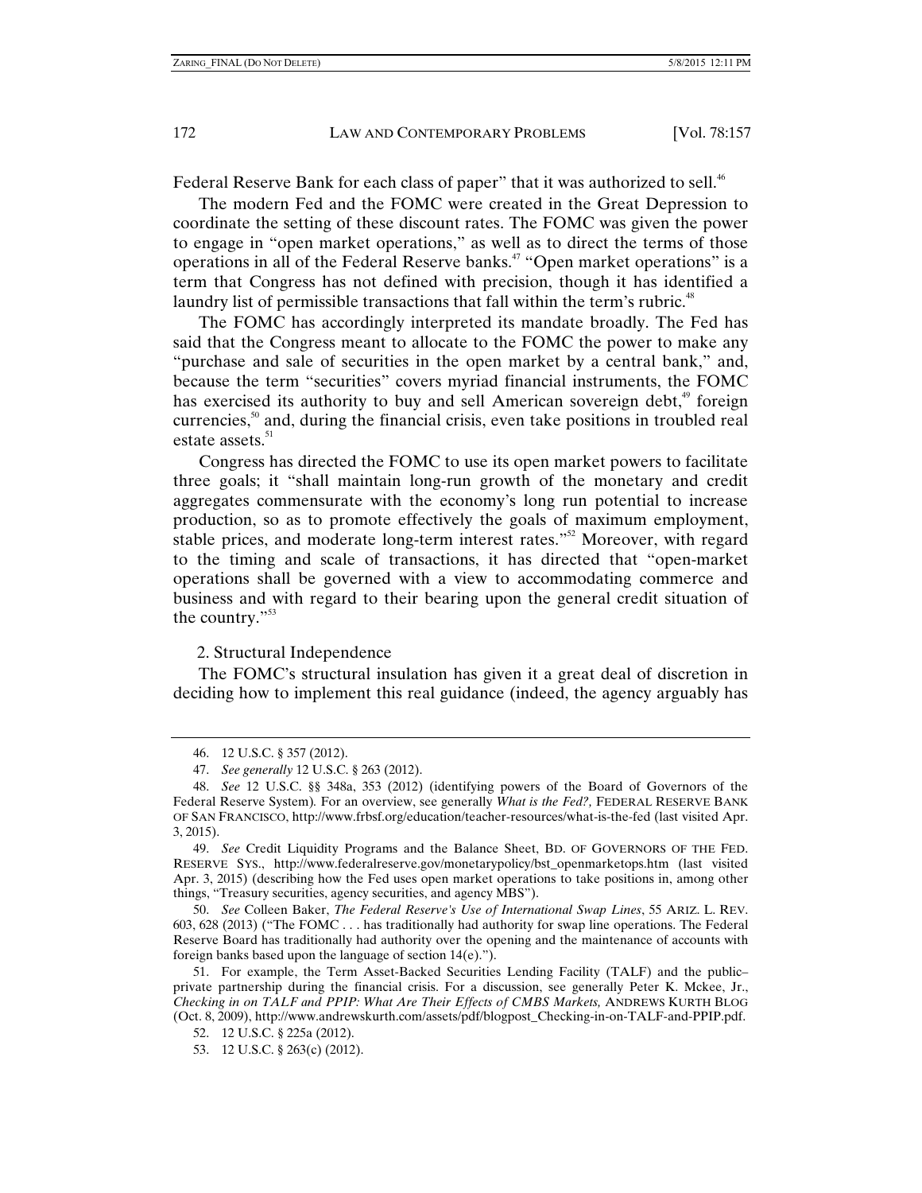Federal Reserve Bank for each class of paper" that it was authorized to sell.[46]

The modern Fed and the FOMC were created in the Great Depression to coordinate the setting of these discount rates. The FOMC was given the power to engage in "open market operations," as well as to direct the terms of those operations in all of the Federal Reserve banks.[47] "Open market operations" is a term that Congress has not defined with precision, though it has identified a laundry list of permissible transactions that fall within the term's rubric.[48]

The FOMC has accordingly interpreted its mandate broadly. The Fed has said that the Congress meant to allocate to the FOMC the power to make any "purchase and sale of securities in the open market by a central bank," and, because the term "securities" covers myriad financial instruments, the FOMC has exercised its authority to buy and sell American sovereign debt,[49] foreign currencies,[50] and, during the financial crisis, even take positions in troubled real estate assets.[51]

Congress has directed the FOMC to use its open market powers to facilitate three goals; it "shall maintain long-run growth of the monetary and credit aggregates commensurate with the economy's long run potential to increase production, so as to promote effectively the goals of maximum employment, stable prices, and moderate long-term interest rates."[52] Moreover, with regard to the timing and scale of transactions, it has directed that "open-market operations shall be governed with a view to accommodating commerce and business and with regard to their bearing upon the general credit situation of the country."[53]

### 2. Structural Independence

The FOMC's structural insulation has given it a great deal of discretion in deciding how to implement this real guidance (indeed, the agency arguably has

---

46. 12 U.S.C. § 357 (2012).

47. *See generally* 12 U.S.C. § 263 (2012).

48. *See* 12 U.S.C. §§ 348a, 353 (2012) (identifying powers of the Board of Governors of the Federal Reserve System). For an overview, see generally *What is the Fed?,* FEDERAL RESERVE BANK OF SAN FRANCISCO, http://www.frbsf.org/education/teacher-resources/what-is-the-fed (last visited Apr. 3, 2015).

49. *See* Credit Liquidity Programs and the Balance Sheet, BD. OF GOVERNORS OF THE FED. RESERVE SYS., http://www.federalreserve.gov/monetarypolicy/bst_openmarketops.htm (last visited Apr. 3, 2015) (describing how the Fed uses open market operations to take positions in, among other things, "Treasury securities, agency securities, and agency MBS").

50. *See* Colleen Baker, *The Federal Reserve's Use of International Swap Lines*, 55 ARIZ. L. REV. 603, 628 (2013) ("The FOMC . . . has traditionally had authority for swap line operations. The Federal Reserve Board has traditionally had authority over the opening and the maintenance of accounts with foreign banks based upon the language of section 14(e).").

51. For example, the Term Asset-Backed Securities Lending Facility (TALF) and the public–private partnership during the financial crisis. For a discussion, see generally Peter K. Mckee, Jr., *Checking in on TALF and PPIP: What Are Their Effects of CMBS Markets,* ANDREWS KURTH BLOG (Oct. 8, 2009), http://www.andrewskurth.com/assets/pdf/blogpost_Checking-in-on-TALF-and-PPIP.pdf.

52. 12 U.S.C. § 225a (2012).

53. 12 U.S.C. § 263(c) (2012).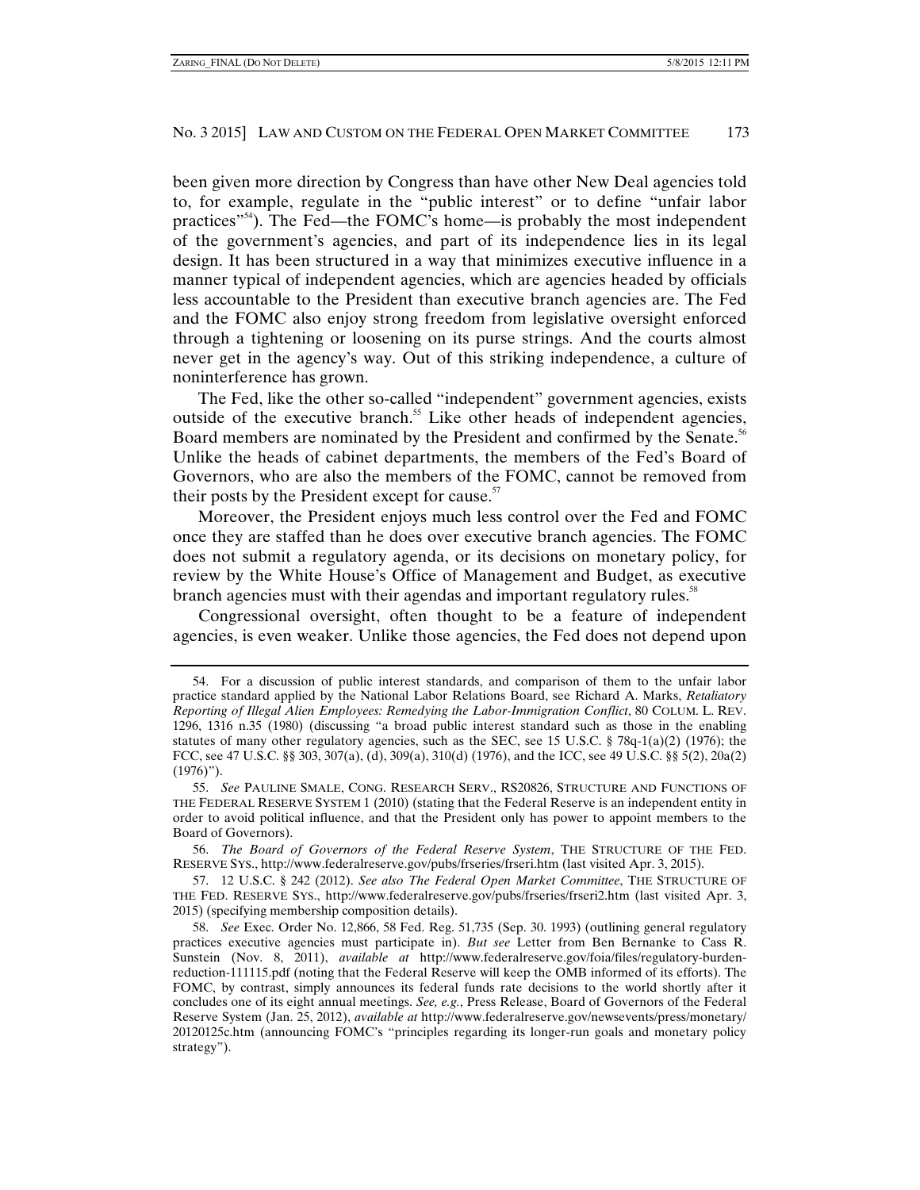been given more direction by Congress than have other New Deal agencies told to, for example, regulate in the "public interest" or to define "unfair labor practices"[54]). The Fed—the FOMC's home—is probably the most independent of the government's agencies, and part of its independence lies in its legal design. It has been structured in a way that minimizes executive influence in a manner typical of independent agencies, which are agencies headed by officials less accountable to the President than executive branch agencies are. The Fed and the FOMC also enjoy strong freedom from legislative oversight enforced through a tightening or loosening on its purse strings. And the courts almost never get in the agency's way. Out of this striking independence, a culture of noninterference has grown.

The Fed, like the other so-called "independent" government agencies, exists outside of the executive branch.[55] Like other heads of independent agencies, Board members are nominated by the President and confirmed by the Senate.[56] Unlike the heads of cabinet departments, the members of the Fed's Board of Governors, who are also the members of the FOMC, cannot be removed from their posts by the President except for cause.[57]

Moreover, the President enjoys much less control over the Fed and FOMC once they are staffed than he does over executive branch agencies. The FOMC does not submit a regulatory agenda, or its decisions on monetary policy, for review by the White House's Office of Management and Budget, as executive branch agencies must with their agendas and important regulatory rules.[58]

Congressional oversight, often thought to be a feature of independent agencies, is even weaker. Unlike those agencies, the Fed does not depend upon

---

54. For a discussion of public interest standards, and comparison of them to the unfair labor practice standard applied by the National Labor Relations Board, see Richard A. Marks, *Retaliatory Reporting of Illegal Alien Employees: Remedying the Labor-Immigration Conflict*, 80 COLUM. L. REV. 1296, 1316 n.35 (1980) (discussing "a broad public interest standard such as those in the enabling statutes of many other regulatory agencies, such as the SEC, see 15 U.S.C. § 78q-1(a)(2) (1976); the FCC, see 47 U.S.C. §§ 303, 307(a), (d), 309(a), 310(d) (1976), and the ICC, see 49 U.S.C. §§ 5(2), 20a(2) (1976)").

55. *See* PAULINE SMALE, CONG. RESEARCH SERV., RS20826, STRUCTURE AND FUNCTIONS OF THE FEDERAL RESERVE SYSTEM 1 (2010) (stating that the Federal Reserve is an independent entity in order to avoid political influence, and that the President only has power to appoint members to the Board of Governors).

56. *The Board of Governors of the Federal Reserve System*, THE STRUCTURE OF THE FED. RESERVE SYS., http://www.federalreserve.gov/pubs/frseries/frseri.htm (last visited Apr. 3, 2015).

57. 12 U.S.C. § 242 (2012). *See also The Federal Open Market Committee*, THE STRUCTURE OF THE FED. RESERVE SYS., http://www.federalreserve.gov/pubs/frseries/frseri2.htm (last visited Apr. 3, 2015) (specifying membership composition details).

58. *See* Exec. Order No. 12,866, 58 Fed. Reg. 51,735 (Sep. 30. 1993) (outlining general regulatory practices executive agencies must participate in). *But see* Letter from Ben Bernanke to Cass R. Sunstein (Nov. 8, 2011), *available at* http://www.federalreserve.gov/foia/files/regulatory-burden-reduction-111115.pdf (noting that the Federal Reserve will keep the OMB informed of its efforts). The FOMC, by contrast, simply announces its federal funds rate decisions to the world shortly after it concludes one of its eight annual meetings. *See, e.g.*, Press Release, Board of Governors of the Federal Reserve System (Jan. 25, 2012), *available at* http://www.federalreserve.gov/newsevents/press/monetary/20120125c.htm (announcing FOMC's "principles regarding its longer-run goals and monetary policy strategy").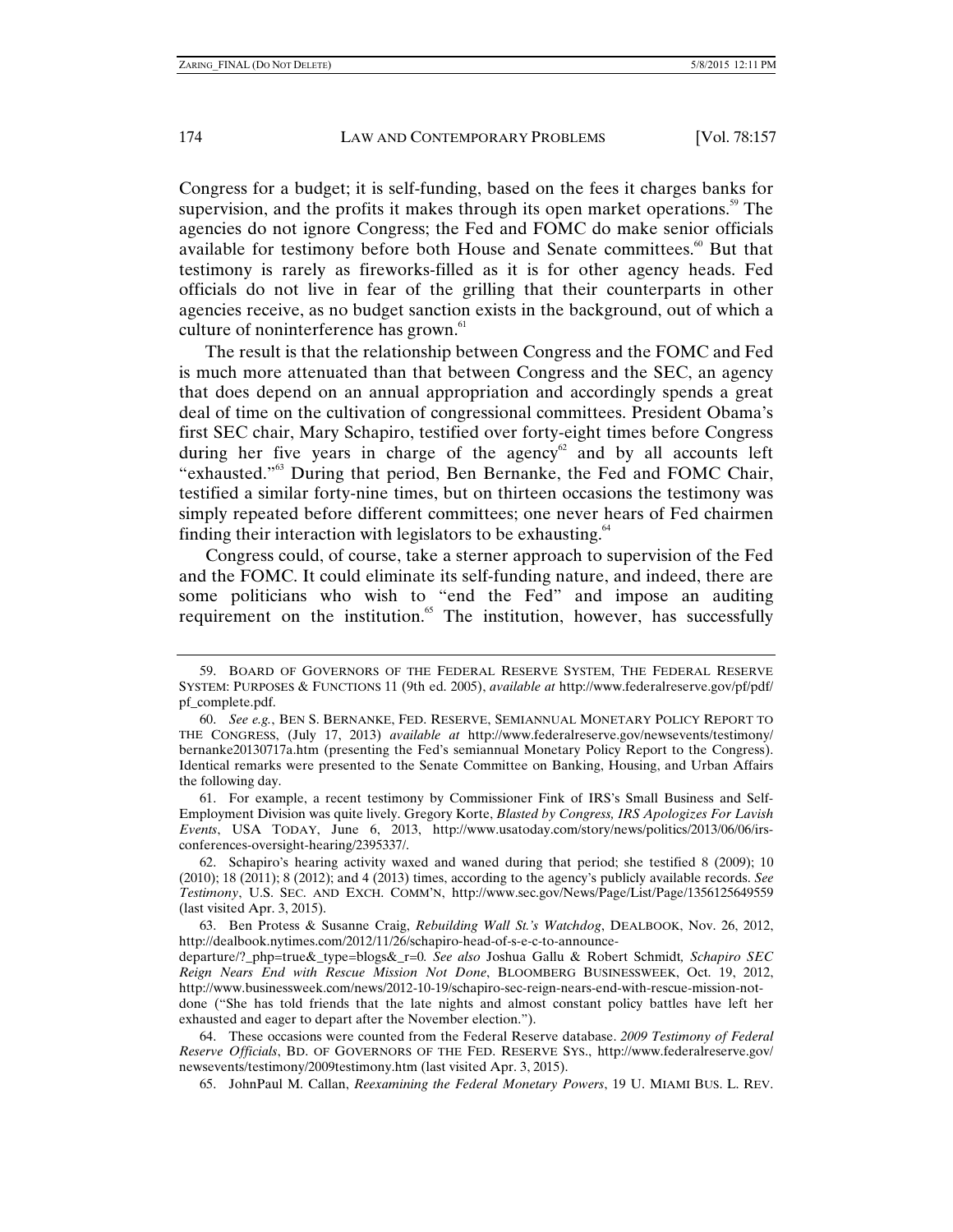Congress for a budget; it is self-funding, based on the fees it charges banks for supervision, and the profits it makes through its open market operations.[59] The agencies do not ignore Congress; the Fed and FOMC do make senior officials available for testimony before both House and Senate committees.[60] But that testimony is rarely as fireworks-filled as it is for other agency heads. Fed officials do not live in fear of the grilling that their counterparts in other agencies receive, as no budget sanction exists in the background, out of which a culture of noninterference has grown.[61]

The result is that the relationship between Congress and the FOMC and Fed is much more attenuated than that between Congress and the SEC, an agency that does depend on an annual appropriation and accordingly spends a great deal of time on the cultivation of congressional committees. President Obama's first SEC chair, Mary Schapiro, testified over forty-eight times before Congress during her five years in charge of the agency[62] and by all accounts left "exhausted."[63] During that period, Ben Bernanke, the Fed and FOMC Chair, testified a similar forty-nine times, but on thirteen occasions the testimony was simply repeated before different committees; one never hears of Fed chairmen finding their interaction with legislators to be exhausting.[64]

Congress could, of course, take a sterner approach to supervision of the Fed and the FOMC. It could eliminate its self-funding nature, and indeed, there are some politicians who wish to "end the Fed" and impose an auditing requirement on the institution.[65] The institution, however, has successfully

---

59. BOARD OF GOVERNORS OF THE FEDERAL RESERVE SYSTEM, THE FEDERAL RESERVE SYSTEM: PURPOSES & FUNCTIONS 11 (9th ed. 2005), *available at* http://www.federalreserve.gov/pf/pdf/pf_complete.pdf.

60. *See e.g.*, BEN S. BERNANKE, FED. RESERVE, SEMIANNUAL MONETARY POLICY REPORT TO THE CONGRESS, (July 17, 2013) *available at* http://www.federalreserve.gov/newsevents/testimony/bernanke20130717a.htm (presenting the Fed's semiannual Monetary Policy Report to the Congress). Identical remarks were presented to the Senate Committee on Banking, Housing, and Urban Affairs the following day.

61. For example, a recent testimony by Commissioner Fink of IRS's Small Business and Self-Employment Division was quite lively. Gregory Korte, *Blasted by Congress, IRS Apologizes For Lavish Events*, USA TODAY, June 6, 2013, http://www.usatoday.com/story/news/politics/2013/06/06/irs-conferences-oversight-hearing/2395337/.

62. Schapiro's hearing activity waxed and waned during that period; she testified 8 (2009); 10 (2010); 18 (2011); 8 (2012); and 4 (2013) times, according to the agency's publicly available records. *See Testimony*, U.S. SEC. AND EXCH. COMM'N, http://www.sec.gov/News/Page/List/Page/1356125649559 (last visited Apr. 3, 2015).

63. Ben Protess & Susanne Craig, *Rebuilding Wall St.'s Watchdog*, DEALBOOK, Nov. 26, 2012, http://dealbook.nytimes.com/2012/11/26/schapiro-head-of-s-e-c-to-announce-departure/?_php=true&_type=blogs&_r=0. *See also* Joshua Gallu & Robert Schmidt, *Schapiro SEC Reign Nears End with Rescue Mission Not Done*, BLOOMBERG BUSINESSWEEK, Oct. 19, 2012, http://www.businessweek.com/news/2012-10-19/schapiro-sec-reign-nears-end-with-rescue-mission-not-done ("She has told friends that the late nights and almost constant policy battles have left her exhausted and eager to depart after the November election.").

64. These occasions were counted from the Federal Reserve database. *2009 Testimony of Federal Reserve Officials*, BD. OF GOVERNORS OF THE FED. RESERVE SYS., http://www.federalreserve.gov/newsevents/testimony/2009testimony.htm (last visited Apr. 3, 2015).

65. JohnPaul M. Callan, *Reexamining the Federal Monetary Powers*, 19 U. MIAMI BUS. L. REV.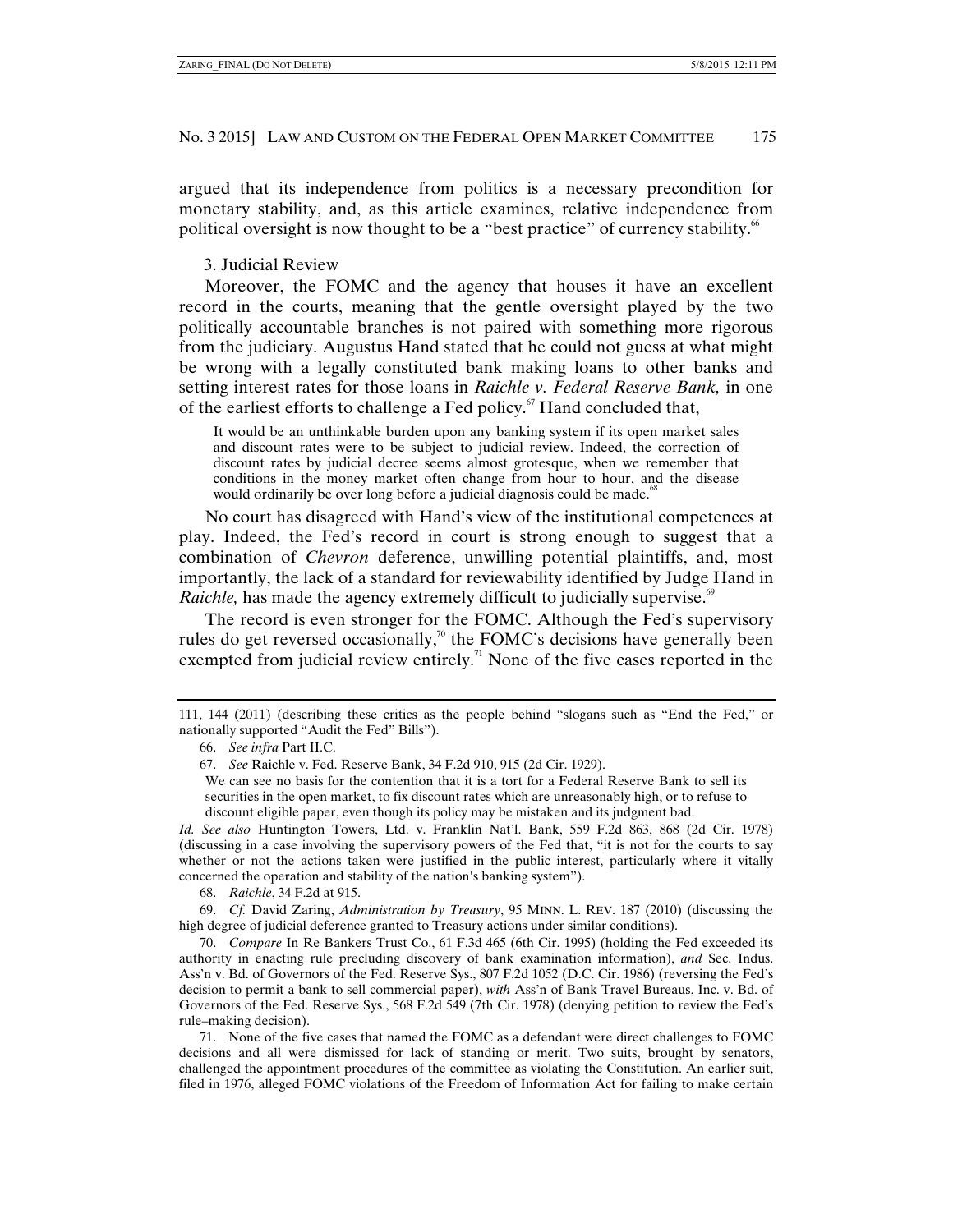argued that its independence from politics is a necessary precondition for monetary stability, and, as this article examines, relative independence from political oversight is now thought to be a "best practice" of currency stability.[66]

3. Judicial Review

Moreover, the FOMC and the agency that houses it have an excellent record in the courts, meaning that the gentle oversight played by the two politically accountable branches is not paired with something more rigorous from the judiciary. Augustus Hand stated that he could not guess at what might be wrong with a legally constituted bank making loans to other banks and setting interest rates for those loans in *Raichle v. Federal Reserve Bank,* in one of the earliest efforts to challenge a Fed policy.[67] Hand concluded that,

> It would be an unthinkable burden upon any banking system if its open market sales and discount rates were to be subject to judicial review. Indeed, the correction of discount rates by judicial decree seems almost grotesque, when we remember that conditions in the money market often change from hour to hour, and the disease would ordinarily be over long before a judicial diagnosis could be made.[68]

No court has disagreed with Hand's view of the institutional competences at play. Indeed, the Fed's record in court is strong enough to suggest that a combination of *Chevron* deference, unwilling potential plaintiffs, and, most importantly, the lack of a standard for reviewability identified by Judge Hand in *Raichle,* has made the agency extremely difficult to judicially supervise.[69]

The record is even stronger for the FOMC. Although the Fed's supervisory rules do get reversed occasionally,[70] the FOMC's decisions have generally been exempted from judicial review entirely.[71] None of the five cases reported in the

---

111, 144 (2011) (describing these critics as the people behind "slogans such as "End the Fed," or nationally supported "Audit the Fed" Bills").

66. *See infra* Part II.C.

67. *See* Raichle v. Fed. Reserve Bank, 34 F.2d 910, 915 (2d Cir. 1929).

> We can see no basis for the contention that it is a tort for a Federal Reserve Bank to sell its securities in the open market, to fix discount rates which are unreasonably high, or to refuse to discount eligible paper, even though its policy may be mistaken and its judgment bad.

*Id. See also* Huntington Towers, Ltd. v. Franklin Nat'l. Bank, 559 F.2d 863, 868 (2d Cir. 1978) (discussing in a case involving the supervisory powers of the Fed that, "it is not for the courts to say whether or not the actions taken were justified in the public interest, particularly where it vitally concerned the operation and stability of the nation's banking system").

68. *Raichle*, 34 F.2d at 915.

69. *Cf.* David Zaring, *Administration by Treasury*, 95 MINN. L. REV. 187 (2010) (discussing the high degree of judicial deference granted to Treasury actions under similar conditions).

70. *Compare* In Re Bankers Trust Co., 61 F.3d 465 (6th Cir. 1995) (holding the Fed exceeded its authority in enacting rule precluding discovery of bank examination information), *and* Sec. Indus. Ass'n v. Bd. of Governors of the Fed. Reserve Sys., 807 F.2d 1052 (D.C. Cir. 1986) (reversing the Fed's decision to permit a bank to sell commercial paper), *with* Ass'n of Bank Travel Bureaus, Inc. v. Bd. of Governors of the Fed. Reserve Sys., 568 F.2d 549 (7th Cir. 1978) (denying petition to review the Fed's rule–making decision).

71. None of the five cases that named the FOMC as a defendant were direct challenges to FOMC decisions and all were dismissed for lack of standing or merit. Two suits, brought by senators, challenged the appointment procedures of the committee as violating the Constitution. An earlier suit, filed in 1976, alleged FOMC violations of the Freedom of Information Act for failing to make certain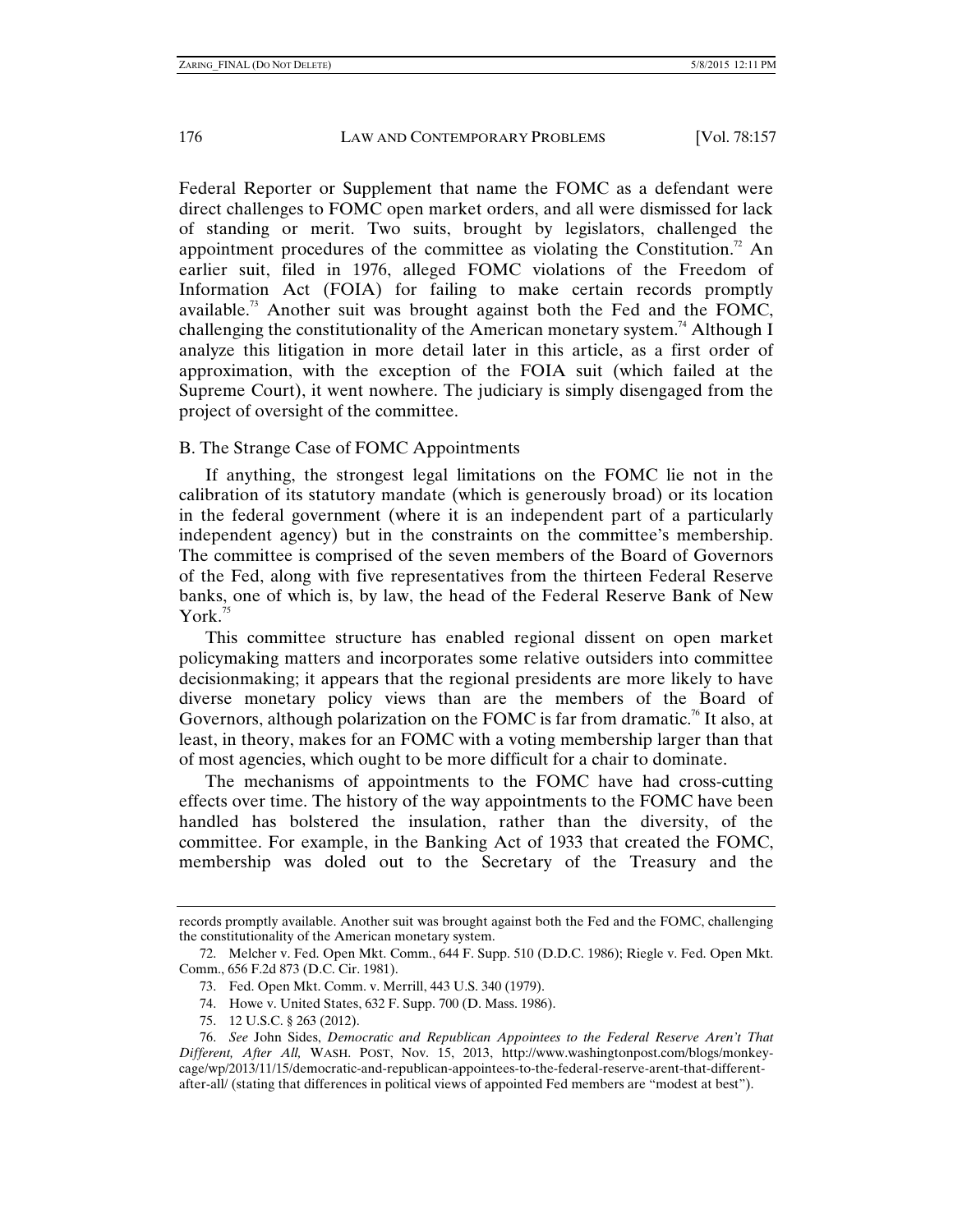Federal Reporter or Supplement that name the FOMC as a defendant were direct challenges to FOMC open market orders, and all were dismissed for lack of standing or merit. Two suits, brought by legislators, challenged the appointment procedures of the committee as violating the Constitution.[72] An earlier suit, filed in 1976, alleged FOMC violations of the Freedom of Information Act (FOIA) for failing to make certain records promptly available.[73] Another suit was brought against both the Fed and the FOMC, challenging the constitutionality of the American monetary system.[74] Although I analyze this litigation in more detail later in this article, as a first order of approximation, with the exception of the FOIA suit (which failed at the Supreme Court), it went nowhere. The judiciary is simply disengaged from the project of oversight of the committee.

## B. The Strange Case of FOMC Appointments

If anything, the strongest legal limitations on the FOMC lie not in the calibration of its statutory mandate (which is generously broad) or its location in the federal government (where it is an independent part of a particularly independent agency) but in the constraints on the committee's membership. The committee is comprised of the seven members of the Board of Governors of the Fed, along with five representatives from the thirteen Federal Reserve banks, one of which is, by law, the head of the Federal Reserve Bank of New York.[75]

This committee structure has enabled regional dissent on open market policymaking matters and incorporates some relative outsiders into committee decisionmaking; it appears that the regional presidents are more likely to have diverse monetary policy views than are the members of the Board of Governors, although polarization on the FOMC is far from dramatic.[76] It also, at least, in theory, makes for an FOMC with a voting membership larger than that of most agencies, which ought to be more difficult for a chair to dominate.

The mechanisms of appointments to the FOMC have had cross-cutting effects over time. The history of the way appointments to the FOMC have been handled has bolstered the insulation, rather than the diversity, of the committee. For example, in the Banking Act of 1933 that created the FOMC, membership was doled out to the Secretary of the Treasury and the

---

records promptly available. Another suit was brought against both the Fed and the FOMC, challenging the constitutionality of the American monetary system.

72. Melcher v. Fed. Open Mkt. Comm., 644 F. Supp. 510 (D.D.C. 1986); Riegle v. Fed. Open Mkt. Comm., 656 F.2d 873 (D.C. Cir. 1981).

73. Fed. Open Mkt. Comm. v. Merrill, 443 U.S. 340 (1979).

74. Howe v. United States, 632 F. Supp. 700 (D. Mass. 1986).

75. 12 U.S.C. § 263 (2012).

76. *See* John Sides, *Democratic and Republican Appointees to the Federal Reserve Aren't That Different, After All,* WASH. POST, Nov. 15, 2013, http://www.washingtonpost.com/blogs/monkey-cage/wp/2013/11/15/democratic-and-republican-appointees-to-the-federal-reserve-arent-that-different-after-all/ (stating that differences in political views of appointed Fed members are "modest at best").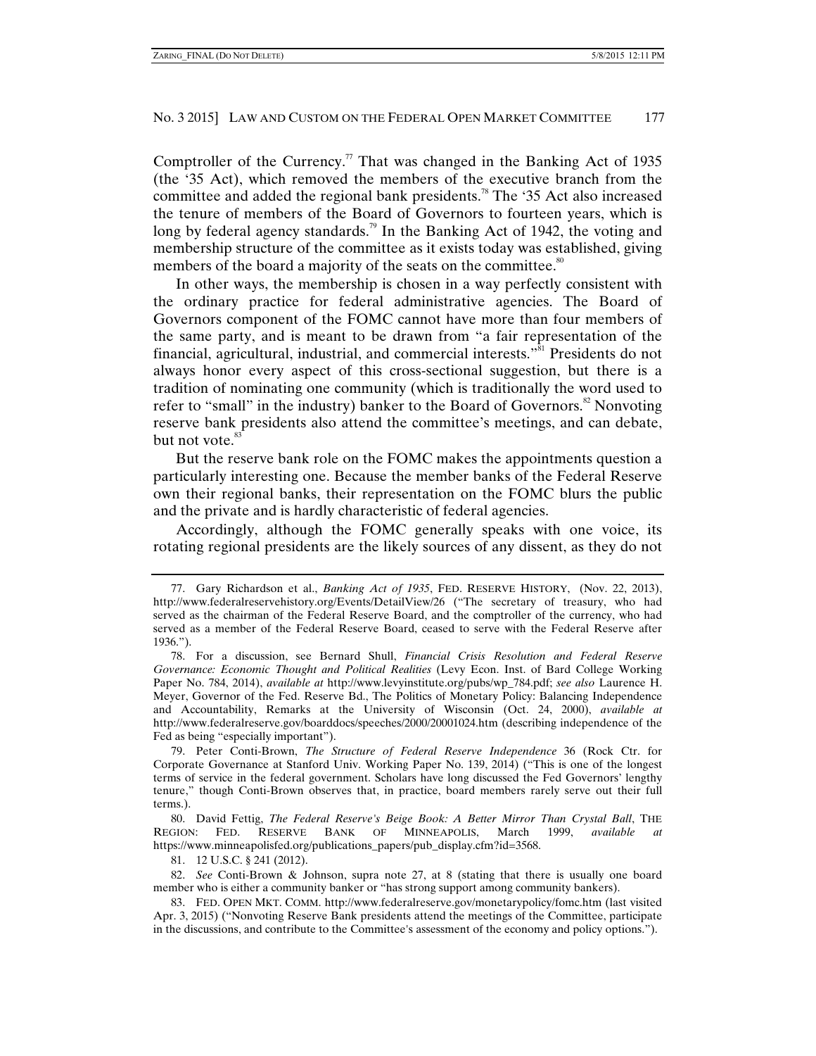Comptroller of the Currency.[77] That was changed in the Banking Act of 1935 (the '35 Act), which removed the members of the executive branch from the committee and added the regional bank presidents.[78] The '35 Act also increased the tenure of members of the Board of Governors to fourteen years, which is long by federal agency standards.[79] In the Banking Act of 1942, the voting and membership structure of the committee as it exists today was established, giving members of the board a majority of the seats on the committee.[80]

In other ways, the membership is chosen in a way perfectly consistent with the ordinary practice for federal administrative agencies. The Board of Governors component of the FOMC cannot have more than four members of the same party, and is meant to be drawn from "a fair representation of the financial, agricultural, industrial, and commercial interests."[81] Presidents do not always honor every aspect of this cross-sectional suggestion, but there is a tradition of nominating one community (which is traditionally the word used to refer to "small" in the industry) banker to the Board of Governors.[82] Nonvoting reserve bank presidents also attend the committee's meetings, and can debate, but not vote.[83]

But the reserve bank role on the FOMC makes the appointments question a particularly interesting one. Because the member banks of the Federal Reserve own their regional banks, their representation on the FOMC blurs the public and the private and is hardly characteristic of federal agencies.

Accordingly, although the FOMC generally speaks with one voice, its rotating regional presidents are the likely sources of any dissent, as they do not

---

77. Gary Richardson et al., *Banking Act of 1935*, FED. RESERVE HISTORY, (Nov. 22, 2013), http://www.federalreservehistory.org/Events/DetailView/26 ("The secretary of treasury, who had served as the chairman of the Federal Reserve Board, and the comptroller of the currency, who had served as a member of the Federal Reserve Board, ceased to serve with the Federal Reserve after 1936.").

78. For a discussion, see Bernard Shull, *Financial Crisis Resolution and Federal Reserve Governance: Economic Thought and Political Realities* (Levy Econ. Inst. of Bard College Working Paper No. 784, 2014), *available at* http://www.levyinstitute.org/pubs/wp_784.pdf; *see also* Laurence H. Meyer, Governor of the Fed. Reserve Bd., The Politics of Monetary Policy: Balancing Independence and Accountability, Remarks at the University of Wisconsin (Oct. 24, 2000), *available at* http://www.federalreserve.gov/boarddocs/speeches/2000/20001024.htm (describing independence of the Fed as being "especially important").

79. Peter Conti-Brown, *The Structure of Federal Reserve Independence* 36 (Rock Ctr. for Corporate Governance at Stanford Univ. Working Paper No. 139, 2014) ("This is one of the longest terms of service in the federal government. Scholars have long discussed the Fed Governors' lengthy tenure," though Conti-Brown observes that, in practice, board members rarely serve out their full terms.).

80. David Fettig, *The Federal Reserve's Beige Book: A Better Mirror Than Crystal Ball*, THE REGION: FED. RESERVE BANK OF MINNEAPOLIS, March 1999, *available at* https://www.minneapolisfed.org/publications_papers/pub_display.cfm?id=3568.

81. 12 U.S.C. § 241 (2012).

82. *See* Conti-Brown & Johnson, supra note 27, at 8 (stating that there is usually one board member who is either a community banker or "has strong support among community bankers).

83. FED. OPEN MKT. COMM. http://www.federalreserve.gov/monetarypolicy/fomc.htm (last visited Apr. 3, 2015) ("Nonvoting Reserve Bank presidents attend the meetings of the Committee, participate in the discussions, and contribute to the Committee's assessment of the economy and policy options.").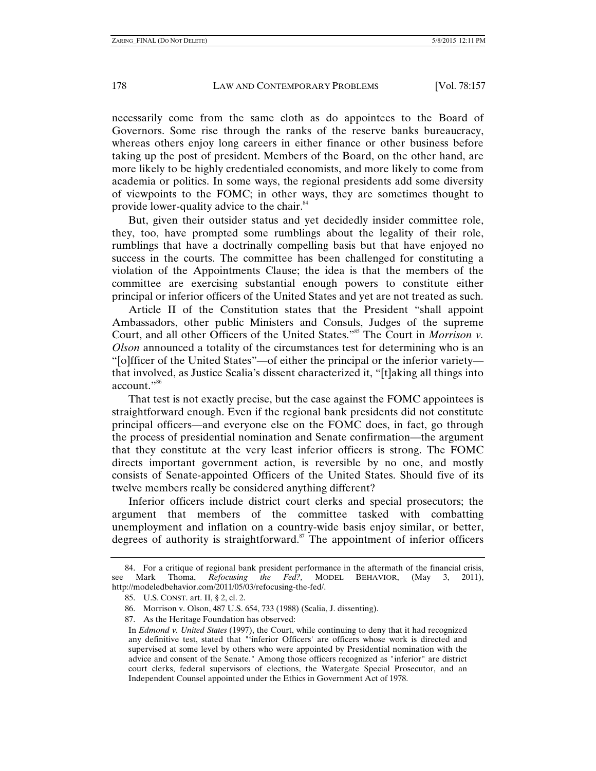necessarily come from the same cloth as do appointees to the Board of Governors. Some rise through the ranks of the reserve banks bureaucracy, whereas others enjoy long careers in either finance or other business before taking up the post of president. Members of the Board, on the other hand, are more likely to be highly credentialed economists, and more likely to come from academia or politics. In some ways, the regional presidents add some diversity of viewpoints to the FOMC; in other ways, they are sometimes thought to provide lower-quality advice to the chair.[84]

But, given their outsider status and yet decidedly insider committee role, they, too, have prompted some rumblings about the legality of their role, rumblings that have a doctrinally compelling basis but that have enjoyed no success in the courts. The committee has been challenged for constituting a violation of the Appointments Clause; the idea is that the members of the committee are exercising substantial enough powers to constitute either principal or inferior officers of the United States and yet are not treated as such.

Article II of the Constitution states that the President "shall appoint Ambassadors, other public Ministers and Consuls, Judges of the supreme Court, and all other Officers of the United States."[85] The Court in *Morrison v. Olson* announced a totality of the circumstances test for determining who is an "[o]fficer of the United States"—of either the principal or the inferior variety—that involved, as Justice Scalia's dissent characterized it, "[t]aking all things into account."[86]

That test is not exactly precise, but the case against the FOMC appointees is straightforward enough. Even if the regional bank presidents did not constitute principal officers—and everyone else on the FOMC does, in fact, go through the process of presidential nomination and Senate confirmation—the argument that they constitute at the very least inferior officers is strong. The FOMC directs important government action, is reversible by no one, and mostly consists of Senate-appointed Officers of the United States. Should five of its twelve members really be considered anything different?

Inferior officers include district court clerks and special prosecutors; the argument that members of the committee tasked with combatting unemployment and inflation on a country-wide basis enjoy similar, or better, degrees of authority is straightforward.[87] The appointment of inferior officers

---

84. For a critique of regional bank president performance in the aftermath of the financial crisis, see Mark Thoma, *Refocusing the Fed?*, MODEL BEHAVIOR, (May 3, 2011), http://modeledbehavior.com/2011/05/03/refocusing-the-fed/.

85. U.S. CONST. art. II, § 2, cl. 2.

86. Morrison v. Olson, 487 U.S. 654, 733 (1988) (Scalia, J. dissenting).

87. As the Heritage Foundation has observed:

> In *Edmond v. United States* (1997), the Court, while continuing to deny that it had recognized any definitive test, stated that "'inferior Officers' are officers whose work is directed and supervised at some level by others who were appointed by Presidential nomination with the advice and consent of the Senate." Among those officers recognized as "inferior" are district court clerks, federal supervisors of elections, the Watergate Special Prosecutor, and an Independent Counsel appointed under the Ethics in Government Act of 1978.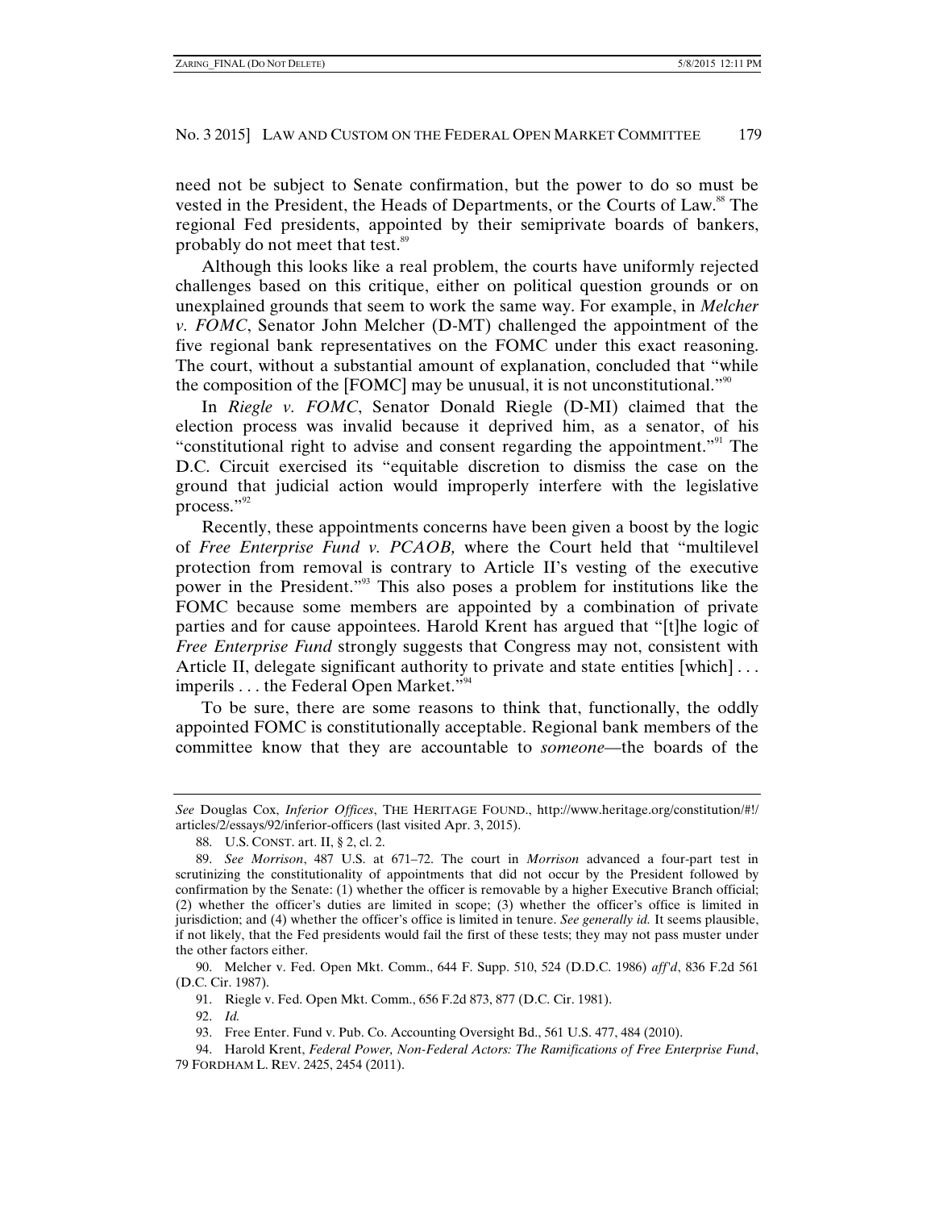need not be subject to Senate confirmation, but the power to do so must be vested in the President, the Heads of Departments, or the Courts of Law.[88] The regional Fed presidents, appointed by their semiprivate boards of bankers, probably do not meet that test.[89]

Although this looks like a real problem, the courts have uniformly rejected challenges based on this critique, either on political question grounds or on unexplained grounds that seem to work the same way. For example, in *Melcher v. FOMC*, Senator John Melcher (D-MT) challenged the appointment of the five regional bank representatives on the FOMC under this exact reasoning. The court, without a substantial amount of explanation, concluded that "while the composition of the [FOMC] may be unusual, it is not unconstitutional."[90]

In *Riegle v. FOMC*, Senator Donald Riegle (D-MI) claimed that the election process was invalid because it deprived him, as a senator, of his "constitutional right to advise and consent regarding the appointment."[91] The D.C. Circuit exercised its "equitable discretion to dismiss the case on the ground that judicial action would improperly interfere with the legislative process."[92]

Recently, these appointments concerns have been given a boost by the logic of *Free Enterprise Fund v. PCAOB,* where the Court held that "multilevel protection from removal is contrary to Article II's vesting of the executive power in the President."[93] This also poses a problem for institutions like the FOMC because some members are appointed by a combination of private parties and for cause appointees. Harold Krent has argued that "[t]he logic of *Free Enterprise Fund* strongly suggests that Congress may not, consistent with Article II, delegate significant authority to private and state entities [which] . . . imperils . . . the Federal Open Market."[94]

To be sure, there are some reasons to think that, functionally, the oddly appointed FOMC is constitutionally acceptable. Regional bank members of the committee know that they are accountable to *someone*—the boards of the

---

*See* Douglas Cox, *Inferior Offices*, THE HERITAGE FOUND., http://www.heritage.org/constitution/#!/articles/2/essays/92/inferior-officers (last visited Apr. 3, 2015).

88. U.S. CONST. art. II, § 2, cl. 2.

89. *See Morrison*, 487 U.S. at 671–72. The court in *Morrison* advanced a four-part test in scrutinizing the constitutionality of appointments that did not occur by the President followed by confirmation by the Senate: (1) whether the officer is removable by a higher Executive Branch official; (2) whether the officer's duties are limited in scope; (3) whether the officer's office is limited in jurisdiction; and (4) whether the officer's office is limited in tenure. *See generally id.* It seems plausible, if not likely, that the Fed presidents would fail the first of these tests; they may not pass muster under the other factors either.

90. Melcher v. Fed. Open Mkt. Comm., 644 F. Supp. 510, 524 (D.D.C. 1986) *aff'd*, 836 F.2d 561 (D.C. Cir. 1987).

91. Riegle v. Fed. Open Mkt. Comm., 656 F.2d 873, 877 (D.C. Cir. 1981).

92. *Id.*

93. Free Enter. Fund v. Pub. Co. Accounting Oversight Bd., 561 U.S. 477, 484 (2010).

94. Harold Krent, *Federal Power, Non-Federal Actors: The Ramifications of Free Enterprise Fund*, 79 FORDHAM L. REV. 2425, 2454 (2011).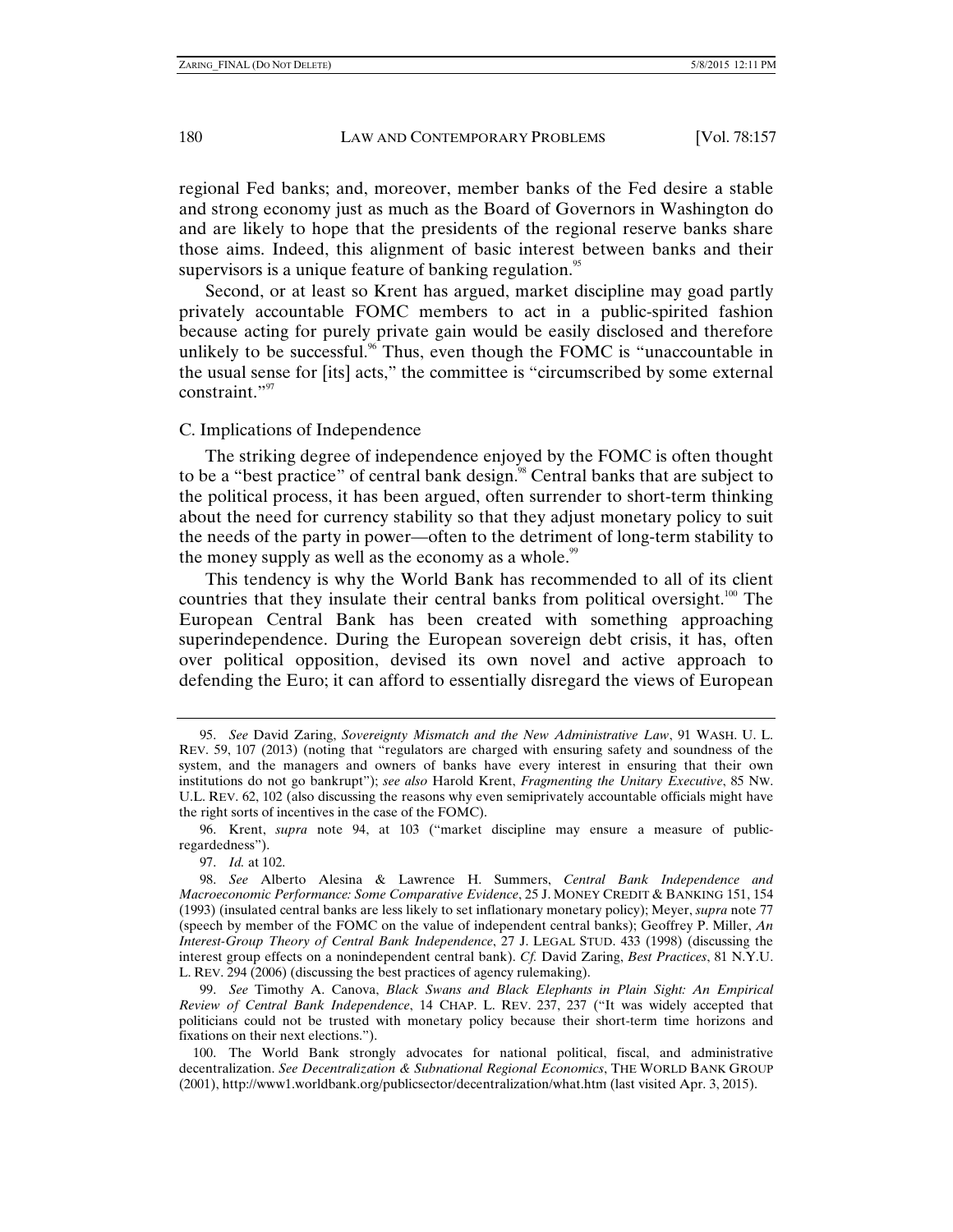regional Fed banks; and, moreover, member banks of the Fed desire a stable and strong economy just as much as the Board of Governors in Washington do and are likely to hope that the presidents of the regional reserve banks share those aims. Indeed, this alignment of basic interest between banks and their supervisors is a unique feature of banking regulation.[95]

Second, or at least so Krent has argued, market discipline may goad partly privately accountable FOMC members to act in a public-spirited fashion because acting for purely private gain would be easily disclosed and therefore unlikely to be successful.[96] Thus, even though the FOMC is "unaccountable in the usual sense for [its] acts," the committee is "circumscribed by some external constraint."[97]

### C. Implications of Independence

The striking degree of independence enjoyed by the FOMC is often thought to be a "best practice" of central bank design.[98] Central banks that are subject to the political process, it has been argued, often surrender to short-term thinking about the need for currency stability so that they adjust monetary policy to suit the needs of the party in power—often to the detriment of long-term stability to the money supply as well as the economy as a whole.[99]

This tendency is why the World Bank has recommended to all of its client countries that they insulate their central banks from political oversight.[100] The European Central Bank has been created with something approaching superindependence. During the European sovereign debt crisis, it has, often over political opposition, devised its own novel and active approach to defending the Euro; it can afford to essentially disregard the views of European

---

95. *See* David Zaring, *Sovereignty Mismatch and the New Administrative Law*, 91 WASH. U. L. REV. 59, 107 (2013) (noting that "regulators are charged with ensuring safety and soundness of the system, and the managers and owners of banks have every interest in ensuring that their own institutions do not go bankrupt"); *see also* Harold Krent, *Fragmenting the Unitary Executive*, 85 NW. U.L. REV. 62, 102 (also discussing the reasons why even semiprivately accountable officials might have the right sorts of incentives in the case of the FOMC).

96. Krent, *supra* note 94, at 103 ("market discipline may ensure a measure of public-regardedness").

97. *Id.* at 102.

98. *See* Alberto Alesina & Lawrence H. Summers, *Central Bank Independence and Macroeconomic Performance: Some Comparative Evidence*, 25 J. MONEY CREDIT & BANKING 151, 154 (1993) (insulated central banks are less likely to set inflationary monetary policy); Meyer, *supra* note 77 (speech by member of the FOMC on the value of independent central banks); Geoffrey P. Miller, *An Interest-Group Theory of Central Bank Independence*, 27 J. LEGAL STUD. 433 (1998) (discussing the interest group effects on a nonindependent central bank). *Cf.* David Zaring, *Best Practices*, 81 N.Y.U. L. REV. 294 (2006) (discussing the best practices of agency rulemaking).

99. *See* Timothy A. Canova, *Black Swans and Black Elephants in Plain Sight: An Empirical Review of Central Bank Independence*, 14 CHAP. L. REV. 237, 237 ("It was widely accepted that politicians could not be trusted with monetary policy because their short-term time horizons and fixations on their next elections.").

100. The World Bank strongly advocates for national political, fiscal, and administrative decentralization. *See Decentralization & Subnational Regional Economics*, THE WORLD BANK GROUP (2001), http://www1.worldbank.org/publicsector/decentralization/what.htm (last visited Apr. 3, 2015).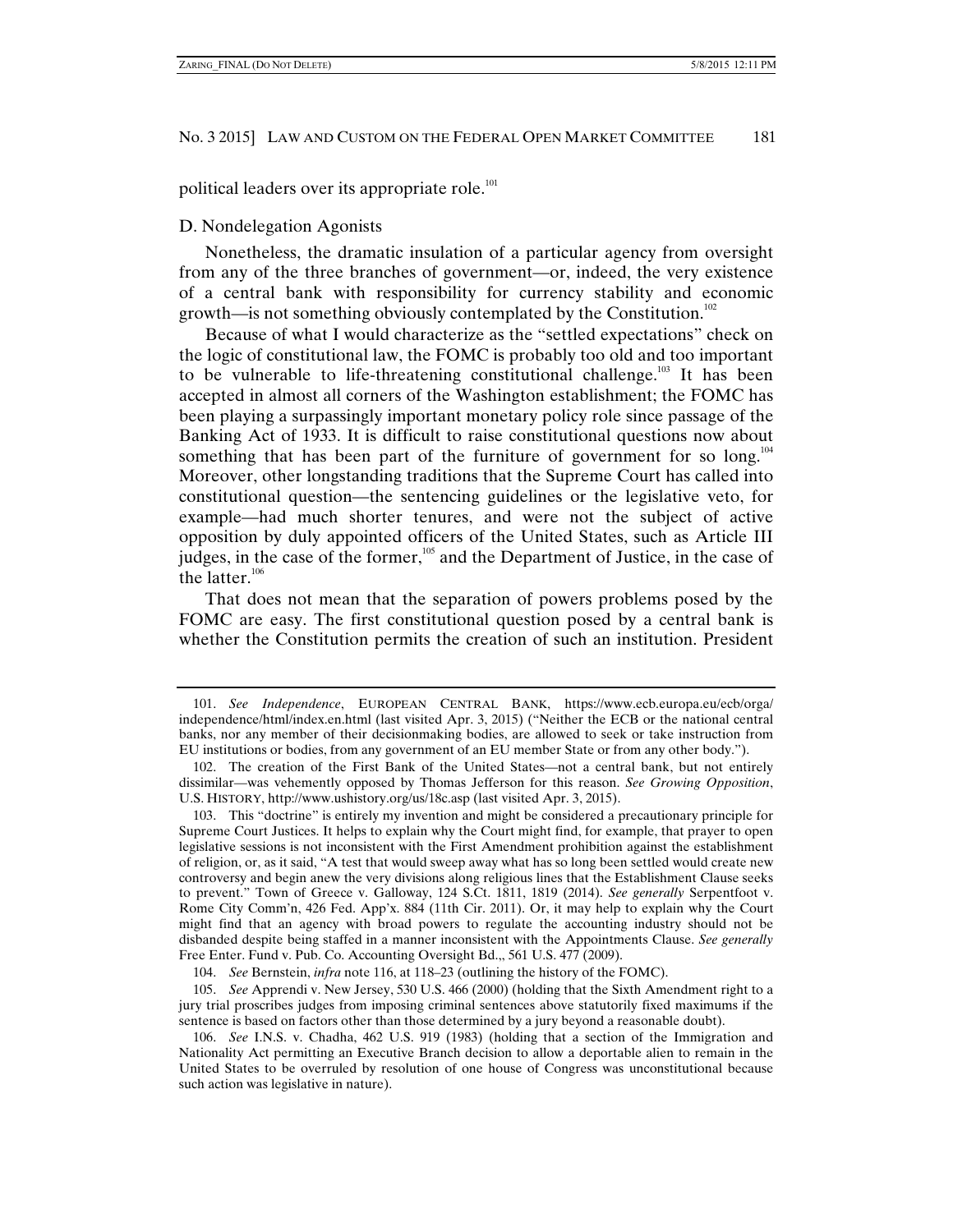political leaders over its appropriate role.[101]

## D. Nondelegation Agonists

Nonetheless, the dramatic insulation of a particular agency from oversight from any of the three branches of government—or, indeed, the very existence of a central bank with responsibility for currency stability and economic growth—is not something obviously contemplated by the Constitution.[102]

Because of what I would characterize as the "settled expectations" check on the logic of constitutional law, the FOMC is probably too old and too important to be vulnerable to life-threatening constitutional challenge.[103] It has been accepted in almost all corners of the Washington establishment; the FOMC has been playing a surpassingly important monetary policy role since passage of the Banking Act of 1933. It is difficult to raise constitutional questions now about something that has been part of the furniture of government for so long.[104] Moreover, other longstanding traditions that the Supreme Court has called into constitutional question—the sentencing guidelines or the legislative veto, for example—had much shorter tenures, and were not the subject of active opposition by duly appointed officers of the United States, such as Article III judges, in the case of the former,[105] and the Department of Justice, in the case of the latter.[106]

That does not mean that the separation of powers problems posed by the FOMC are easy. The first constitutional question posed by a central bank is whether the Constitution permits the creation of such an institution. President

---

101. *See Independence*, EUROPEAN CENTRAL BANK, https://www.ecb.europa.eu/ecb/orga/independence/html/index.en.html (last visited Apr. 3, 2015) ("Neither the ECB or the national central banks, nor any member of their decisionmaking bodies, are allowed to seek or take instruction from EU institutions or bodies, from any government of an EU member State or from any other body.").

102. The creation of the First Bank of the United States—not a central bank, but not entirely dissimilar—was vehemently opposed by Thomas Jefferson for this reason. *See Growing Opposition*, U.S. HISTORY, http://www.ushistory.org/us/18c.asp (last visited Apr. 3, 2015).

103. This "doctrine" is entirely my invention and might be considered a precautionary principle for Supreme Court Justices. It helps to explain why the Court might find, for example, that prayer to open legislative sessions is not inconsistent with the First Amendment prohibition against the establishment of religion, or, as it said, "A test that would sweep away what has so long been settled would create new controversy and begin anew the very divisions along religious lines that the Establishment Clause seeks to prevent." Town of Greece v. Galloway, 124 S.Ct. 1811, 1819 (2014). *See generally* Serpentfoot v. Rome City Comm'n, 426 Fed. App'x. 884 (11th Cir. 2011). Or, it may help to explain why the Court might find that an agency with broad powers to regulate the accounting industry should not be disbanded despite being staffed in a manner inconsistent with the Appointments Clause. *See generally* Free Enter. Fund v. Pub. Co. Accounting Oversight Bd.,, 561 U.S. 477 (2009).

104. *See* Bernstein, *infra* note 116, at 118–23 (outlining the history of the FOMC).

105. *See* Apprendi v. New Jersey, 530 U.S. 466 (2000) (holding that the Sixth Amendment right to a jury trial proscribes judges from imposing criminal sentences above statutorily fixed maximums if the sentence is based on factors other than those determined by a jury beyond a reasonable doubt).

106. *See* I.N.S. v. Chadha, 462 U.S. 919 (1983) (holding that a section of the Immigration and Nationality Act permitting an Executive Branch decision to allow a deportable alien to remain in the United States to be overruled by resolution of one house of Congress was unconstitutional because such action was legislative in nature).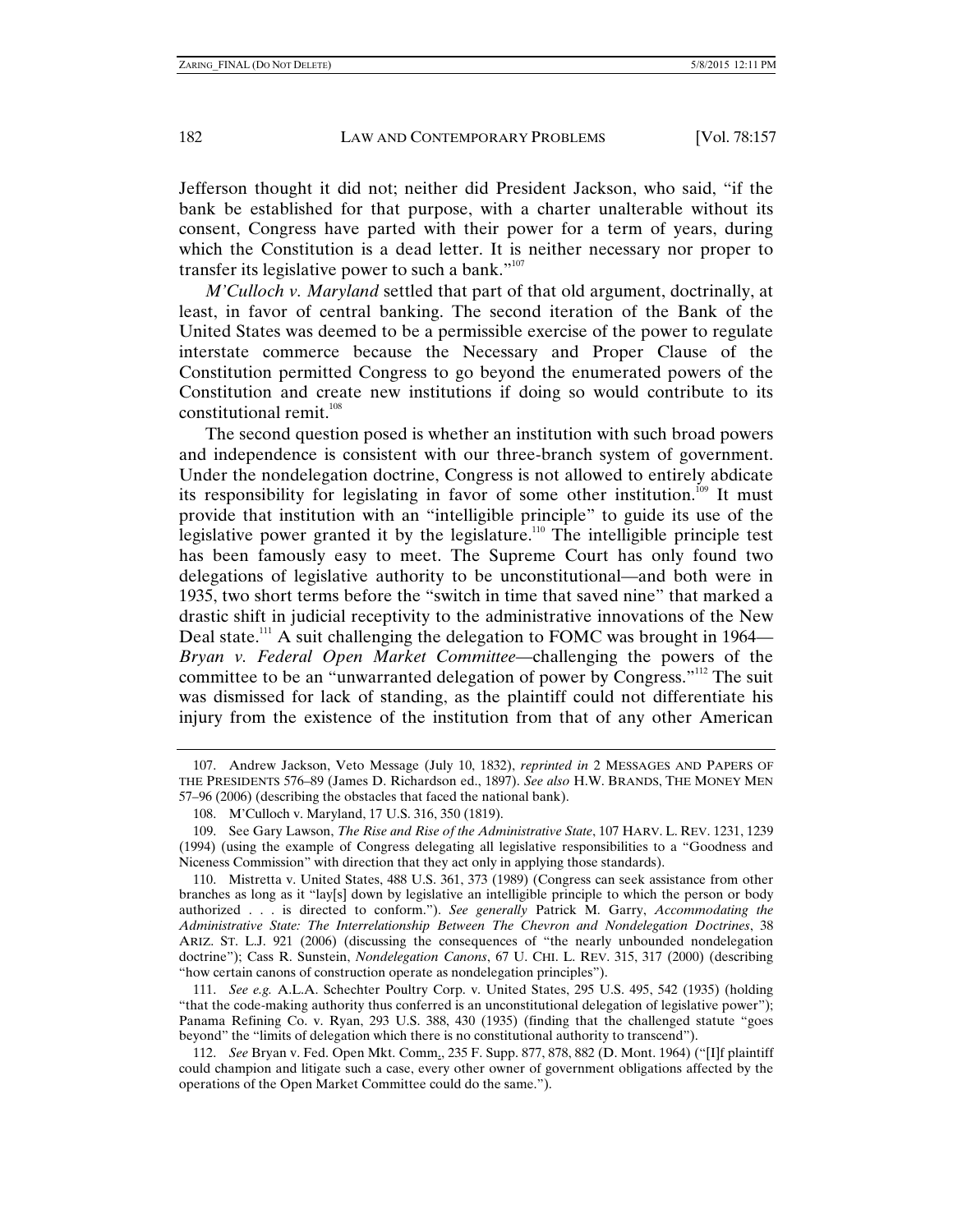Jefferson thought it did not; neither did President Jackson, who said, "if the bank be established for that purpose, with a charter unalterable without its consent, Congress have parted with their power for a term of years, during which the Constitution is a dead letter. It is neither necessary nor proper to transfer its legislative power to such a bank."[107]

*M'Culloch v. Maryland* settled that part of that old argument, doctrinally, at least, in favor of central banking. The second iteration of the Bank of the United States was deemed to be a permissible exercise of the power to regulate interstate commerce because the Necessary and Proper Clause of the Constitution permitted Congress to go beyond the enumerated powers of the Constitution and create new institutions if doing so would contribute to its constitutional remit.[108]

The second question posed is whether an institution with such broad powers and independence is consistent with our three-branch system of government. Under the nondelegation doctrine, Congress is not allowed to entirely abdicate its responsibility for legislating in favor of some other institution.[109] It must provide that institution with an "intelligible principle" to guide its use of the legislative power granted it by the legislature.[110] The intelligible principle test has been famously easy to meet. The Supreme Court has only found two delegations of legislative authority to be unconstitutional—and both were in 1935, two short terms before the "switch in time that saved nine" that marked a drastic shift in judicial receptivity to the administrative innovations of the New Deal state.[111] A suit challenging the delegation to FOMC was brought in 1964—*Bryan v. Federal Open Market Committee*—challenging the powers of the committee to be an "unwarranted delegation of power by Congress."[112] The suit was dismissed for lack of standing, as the plaintiff could not differentiate his injury from the existence of the institution from that of any other American

---

107. Andrew Jackson, Veto Message (July 10, 1832), *reprinted in* 2 MESSAGES AND PAPERS OF THE PRESIDENTS 576–89 (James D. Richardson ed., 1897). *See also* H.W. BRANDS, THE MONEY MEN 57–96 (2006) (describing the obstacles that faced the national bank).

108. M'Culloch v. Maryland, 17 U.S. 316, 350 (1819).

109. See Gary Lawson, *The Rise and Rise of the Administrative State*, 107 HARV. L. REV. 1231, 1239 (1994) (using the example of Congress delegating all legislative responsibilities to a "Goodness and Niceness Commission" with direction that they act only in applying those standards).

110. Mistretta v. United States, 488 U.S. 361, 373 (1989) (Congress can seek assistance from other branches as long as it "lay[s] down by legislative an intelligible principle to which the person or body authorized . . . is directed to conform."). *See generally* Patrick M. Garry, *Accommodating the Administrative State: The Interrelationship Between The Chevron and Nondelegation Doctrines*, 38 ARIZ. ST. L.J. 921 (2006) (discussing the consequences of "the nearly unbounded nondelegation doctrine"); Cass R. Sunstein, *Nondelegation Canons*, 67 U. CHI. L. REV. 315, 317 (2000) (describing "how certain canons of construction operate as nondelegation principles").

111. *See e.g.* A.L.A. Schechter Poultry Corp. v. United States, 295 U.S. 495, 542 (1935) (holding "that the code-making authority thus conferred is an unconstitutional delegation of legislative power"); Panama Refining Co. v. Ryan, 293 U.S. 388, 430 (1935) (finding that the challenged statute "goes beyond" the "limits of delegation which there is no constitutional authority to transcend").

112. *See* Bryan v. Fed. Open Mkt. Comm., 235 F. Supp. 877, 878, 882 (D. Mont. 1964) ("[I]f plaintiff could champion and litigate such a case, every other owner of government obligations affected by the operations of the Open Market Committee could do the same.").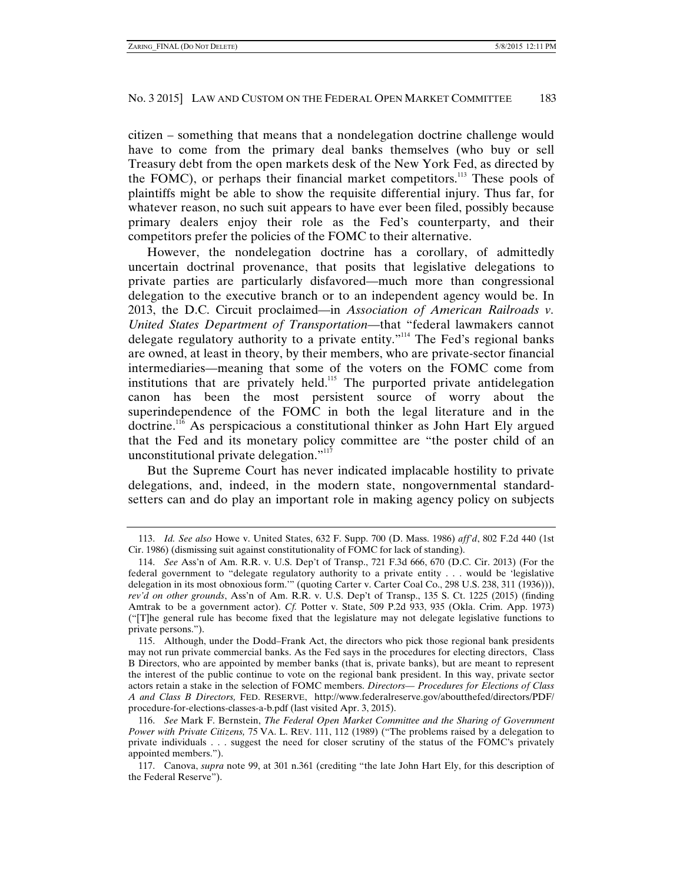citizen – something that means that a nondelegation doctrine challenge would have to come from the primary deal banks themselves (who buy or sell Treasury debt from the open markets desk of the New York Fed, as directed by the FOMC), or perhaps their financial market competitors.[113] These pools of plaintiffs might be able to show the requisite differential injury. Thus far, for whatever reason, no such suit appears to have ever been filed, possibly because primary dealers enjoy their role as the Fed's counterparty, and their competitors prefer the policies of the FOMC to their alternative.

However, the nondelegation doctrine has a corollary, of admittedly uncertain doctrinal provenance, that posits that legislative delegations to private parties are particularly disfavored—much more than congressional delegation to the executive branch or to an independent agency would be. In 2013, the D.C. Circuit proclaimed—in *Association of American Railroads v. United States Department of Transportation*—that "federal lawmakers cannot delegate regulatory authority to a private entity."[114] The Fed's regional banks are owned, at least in theory, by their members, who are private-sector financial intermediaries—meaning that some of the voters on the FOMC come from institutions that are privately held.[115] The purported private antidelegation canon has been the most persistent source of worry about the superindependence of the FOMC in both the legal literature and in the doctrine.[116] As perspicacious a constitutional thinker as John Hart Ely argued that the Fed and its monetary policy committee are "the poster child of an unconstitutional private delegation."[117]

But the Supreme Court has never indicated implacable hostility to private delegations, and, indeed, in the modern state, nongovernmental standard-setters can and do play an important role in making agency policy on subjects

---

113. *Id. See also* Howe v. United States, 632 F. Supp. 700 (D. Mass. 1986) *aff'd*, 802 F.2d 440 (1st Cir. 1986) (dismissing suit against constitutionality of FOMC for lack of standing).

114. *See* Ass'n of Am. R.R. v. U.S. Dep't of Transp., 721 F.3d 666, 670 (D.C. Cir. 2013) (For the federal government to "delegate regulatory authority to a private entity . . . would be 'legislative delegation in its most obnoxious form.'" (quoting Carter v. Carter Coal Co., 298 U.S. 238, 311 (1936))), *rev'd on other grounds*, Ass'n of Am. R.R. v. U.S. Dep't of Transp., 135 S. Ct. 1225 (2015) (finding Amtrak to be a government actor). *Cf.* Potter v. State, 509 P.2d 933, 935 (Okla. Crim. App. 1973) ("[T]he general rule has become fixed that the legislature may not delegate legislative functions to private persons.").

115. Although, under the Dodd–Frank Act, the directors who pick those regional bank presidents may not run private commercial banks. As the Fed says in the procedures for electing directors, Class B Directors, who are appointed by member banks (that is, private banks), but are meant to represent the interest of the public continue to vote on the regional bank president. In this way, private sector actors retain a stake in the selection of FOMC members. *Directors— Procedures for Elections of Class A and Class B Directors,* FED. RESERVE, http://www.federalreserve.gov/aboutthefed/directors/PDF/procedure-for-elections-classes-a-b.pdf (last visited Apr. 3, 2015).

116. *See* Mark F. Bernstein, *The Federal Open Market Committee and the Sharing of Government Power with Private Citizens,* 75 VA. L. REV. 111, 112 (1989) ("The problems raised by a delegation to private individuals . . . suggest the need for closer scrutiny of the status of the FOMC's privately appointed members.").

117. Canova, *supra* note 99, at 301 n.361 (crediting "the late John Hart Ely, for this description of the Federal Reserve").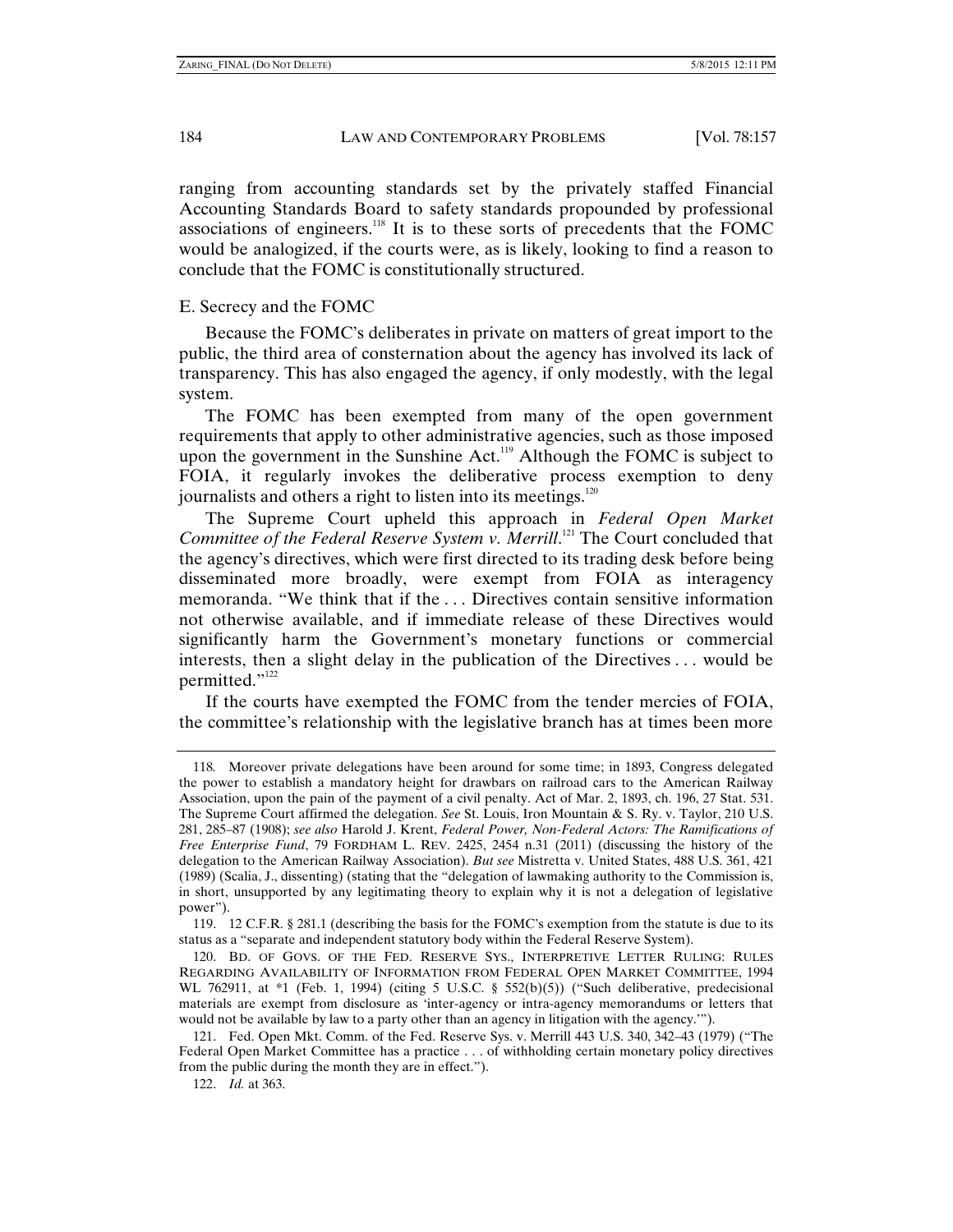ranging from accounting standards set by the privately staffed Financial Accounting Standards Board to safety standards propounded by professional associations of engineers.[118] It is to these sorts of precedents that the FOMC would be analogized, if the courts were, as is likely, looking to find a reason to conclude that the FOMC is constitutionally structured.

### E. Secrecy and the FOMC

Because the FOMC's deliberates in private on matters of great import to the public, the third area of consternation about the agency has involved its lack of transparency. This has also engaged the agency, if only modestly, with the legal system.

The FOMC has been exempted from many of the open government requirements that apply to other administrative agencies, such as those imposed upon the government in the Sunshine Act.[119] Although the FOMC is subject to FOIA, it regularly invokes the deliberative process exemption to deny journalists and others a right to listen into its meetings.[120]

The Supreme Court upheld this approach in *Federal Open Market Committee of the Federal Reserve System v. Merrill*.[121] The Court concluded that the agency's directives, which were first directed to its trading desk before being disseminated more broadly, were exempt from FOIA as interagency memoranda. "We think that if the . . . Directives contain sensitive information not otherwise available, and if immediate release of these Directives would significantly harm the Government's monetary functions or commercial interests, then a slight delay in the publication of the Directives . . . would be permitted."[122]

If the courts have exempted the FOMC from the tender mercies of FOIA, the committee's relationship with the legislative branch has at times been more

---

118. Moreover private delegations have been around for some time; in 1893, Congress delegated the power to establish a mandatory height for drawbars on railroad cars to the American Railway Association, upon the pain of the payment of a civil penalty. Act of Mar. 2, 1893, ch. 196, 27 Stat. 531. The Supreme Court affirmed the delegation. *See* St. Louis, Iron Mountain & S. Ry. v. Taylor, 210 U.S. 281, 285–87 (1908); *see also* Harold J. Krent, *Federal Power, Non-Federal Actors: The Ramifications of Free Enterprise Fund*, 79 FORDHAM L. REV. 2425, 2454 n.31 (2011) (discussing the history of the delegation to the American Railway Association). *But see* Mistretta v. United States, 488 U.S. 361, 421 (1989) (Scalia, J., dissenting) (stating that the "delegation of lawmaking authority to the Commission is, in short, unsupported by any legitimating theory to explain why it is not a delegation of legislative power").

119. 12 C.F.R. § 281.1 (describing the basis for the FOMC's exemption from the statute is due to its status as a "separate and independent statutory body within the Federal Reserve System).

120. BD. OF GOVS. OF THE FED. RESERVE SYS., INTERPRETIVE LETTER RULING: RULES REGARDING AVAILABILITY OF INFORMATION FROM FEDERAL OPEN MARKET COMMITTEE, 1994 WL 762911, at *1 (Feb. 1, 1994) (citing 5 U.S.C. § 552(b)(5)) ("Such deliberative, predecisional materials are exempt from disclosure as 'inter-agency or intra-agency memorandums or letters that would not be available by law to a party other than an agency in litigation with the agency.'").

121. Fed. Open Mkt. Comm. of the Fed. Reserve Sys. v. Merrill 443 U.S. 340, 342–43 (1979) ("The Federal Open Market Committee has a practice . . . of withholding certain monetary policy directives from the public during the month they are in effect.").

122. *Id.* at 363.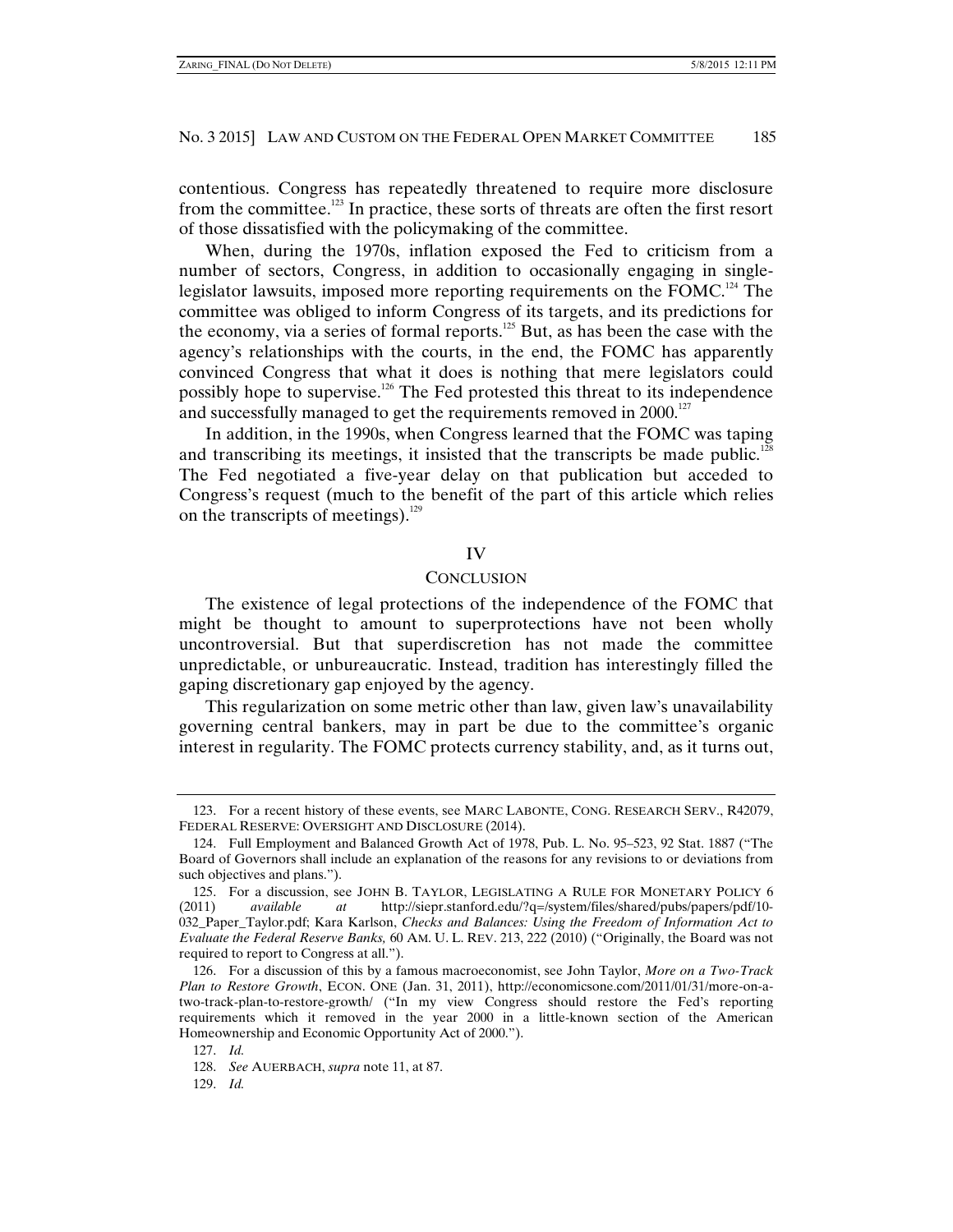contentious. Congress has repeatedly threatened to require more disclosure from the committee.[123] In practice, these sorts of threats are often the first resort of those dissatisfied with the policymaking of the committee.

When, during the 1970s, inflation exposed the Fed to criticism from a number of sectors, Congress, in addition to occasionally engaging in single-legislator lawsuits, imposed more reporting requirements on the FOMC.[124] The committee was obliged to inform Congress of its targets, and its predictions for the economy, via a series of formal reports.[125] But, as has been the case with the agency's relationships with the courts, in the end, the FOMC has apparently convinced Congress that what it does is nothing that mere legislators could possibly hope to supervise.[126] The Fed protested this threat to its independence and successfully managed to get the requirements removed in 2000.[127]

In addition, in the 1990s, when Congress learned that the FOMC was taping and transcribing its meetings, it insisted that the transcripts be made public.[128] The Fed negotiated a five-year delay on that publication but acceded to Congress's request (much to the benefit of the part of this article which relies on the transcripts of meetings).[129]

## IV

## CONCLUSION

The existence of legal protections of the independence of the FOMC that might be thought to amount to superprotections have not been wholly uncontroversial. But that superdiscretion has not made the committee unpredictable, or unbureaucratic. Instead, tradition has interestingly filled the gaping discretionary gap enjoyed by the agency.

This regularization on some metric other than law, given law's unavailability governing central bankers, may in part be due to the committee's organic interest in regularity. The FOMC protects currency stability, and, as it turns out,

---

123. For a recent history of these events, see MARC LABONTE, CONG. RESEARCH SERV., R42079, FEDERAL RESERVE: OVERSIGHT AND DISCLOSURE (2014).

124. Full Employment and Balanced Growth Act of 1978, Pub. L. No. 95–523, 92 Stat. 1887 ("The Board of Governors shall include an explanation of the reasons for any revisions to or deviations from such objectives and plans.").

125. For a discussion, see JOHN B. TAYLOR, LEGISLATING A RULE FOR MONETARY POLICY 6 (2011) *available at* http://siepr.stanford.edu/?q=/system/files/shared/pubs/papers/pdf/10-032_Paper_Taylor.pdf; Kara Karlson, *Checks and Balances: Using the Freedom of Information Act to Evaluate the Federal Reserve Banks,* 60 AM. U. L. REV. 213, 222 (2010) ("Originally, the Board was not required to report to Congress at all.").

126. For a discussion of this by a famous macroeconomist, see John Taylor, *More on a Two-Track Plan to Restore Growth*, ECON. ONE (Jan. 31, 2011), http://economicsone.com/2011/01/31/more-on-a-two-track-plan-to-restore-growth/ ("In my view Congress should restore the Fed's reporting requirements which it removed in the year 2000 in a little-known section of the American Homeownership and Economic Opportunity Act of 2000.").

127. *Id.*

128. *See* AUERBACH, *supra* note 11, at 87.

129. *Id.*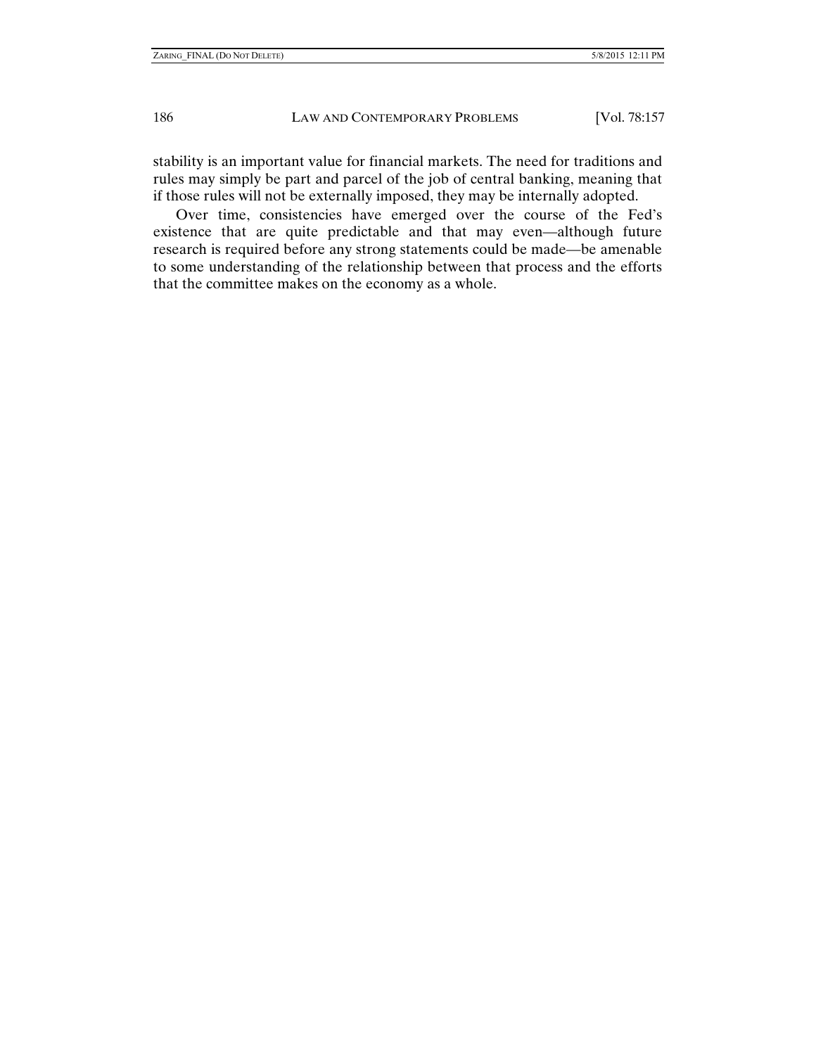stability is an important value for financial markets. The need for traditions and rules may simply be part and parcel of the job of central banking, meaning that if those rules will not be externally imposed, they may be internally adopted.

Over time, consistencies have emerged over the course of the Fed's existence that are quite predictable and that may even—although future research is required before any strong statements could be made—be amenable to some understanding of the relationship between that process and the efforts that the committee makes on the economy as a whole.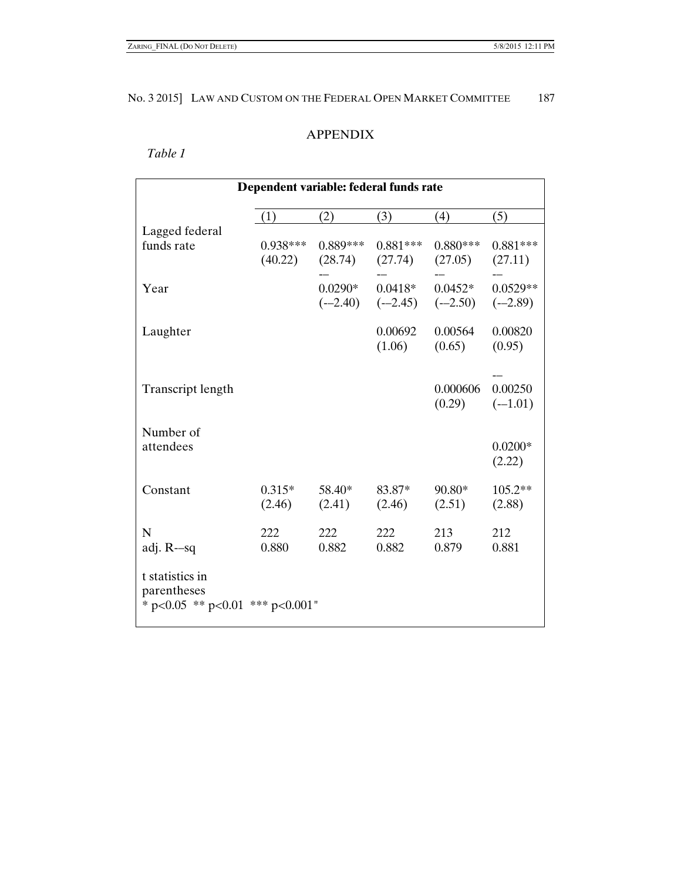## APPENDIX

*Table 1*

| Dependent variable: federal funds rate | | | | | |
|---|---|---|---|---|---|
| | (1) | (2) | (3) | (4) | (5) |
| Lagged federal funds rate | 0.938*** | 0.889*** | 0.881*** | 0.880*** | 0.881*** |
| | (40.22) | (28.74) | (27.74) | (27.05) | (27.11) |
| Year | | –0.0290* | –0.0418* | –0.0452* | –0.0529** |
| | | (–2.40) | (–2.45) | (–2.50) | (–2.89) |
| Laughter | | | 0.00692 | 0.00564 | 0.00820 |
| | | | (1.06) | (0.65) | (0.95) |
| Transcript length | | | | 0.000606 | –0.00250 |
| | | | | (0.29) | (–1.01) |
| Number of attendees | | | | | 0.0200* |
| | | | | | (2.22) |
| Constant | 0.315* | 58.40* | 83.87* | 90.80* | 105.2** |
| | (2.46) | (2.41) | (2.46) | (2.51) | (2.88) |
| N | 222 | 222 | 222 | 213 | 212 |
| adj. R–sq | 0.880 | 0.882 | 0.882 | 0.879 | 0.881 |

t statistics in parentheses
* $p<0.05$ ** $p<0.01$ *** $p<0.001$"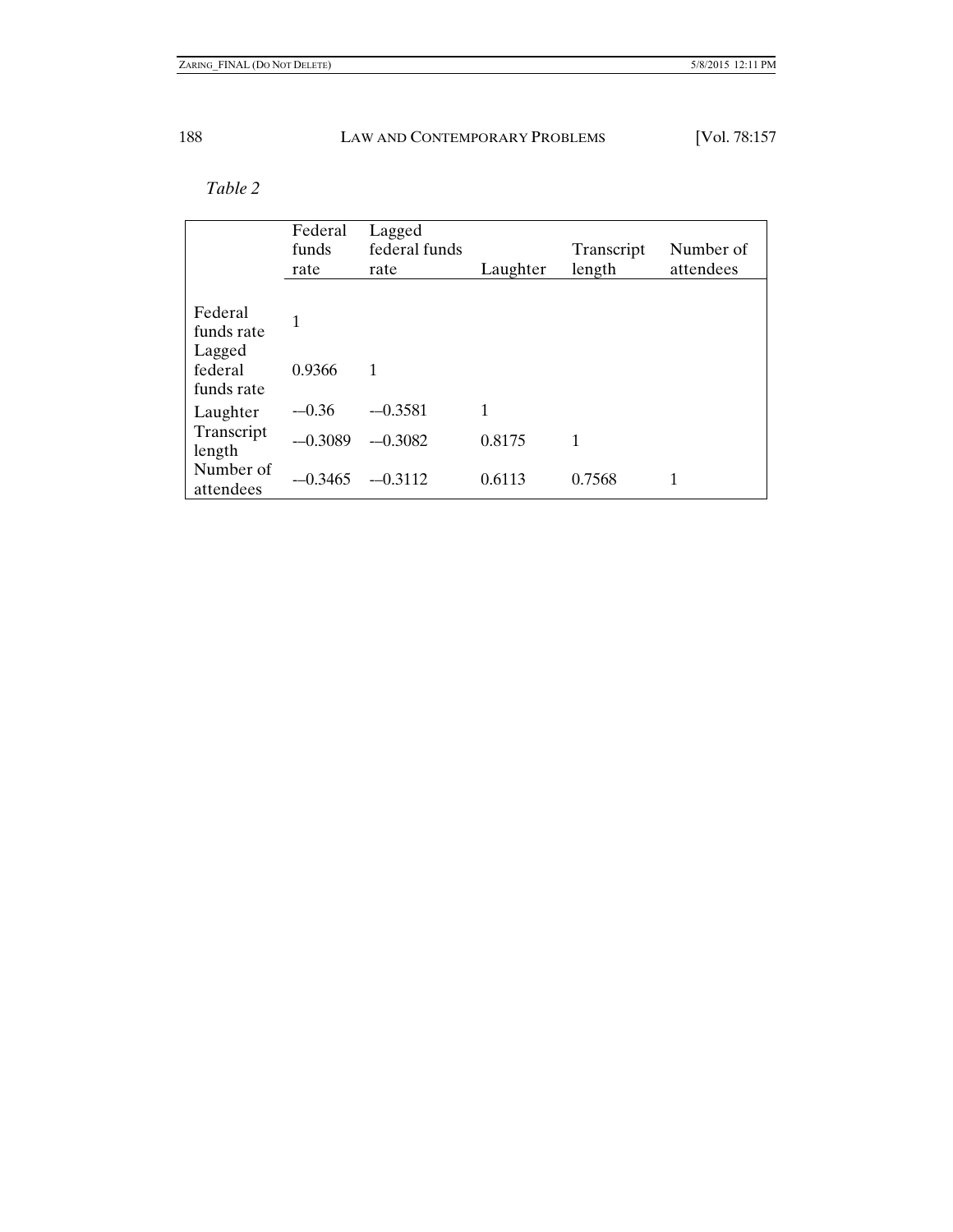*Table 2*

| | Federal funds rate | Lagged federal funds rate | Laughter | Transcript length | Number of attendees |
|---|---|---|---|---|---|
| Federal funds rate | 1 | | | | |
| Lagged federal funds rate | 0.9366 | 1 | | | |
| Laughter | –0.36 | –0.3581 | 1 | | |
| Transcript length | –0.3089 | –0.3082 | 0.8175 | 1 | |
| Number of attendees | –0.3465 | –0.3112 | 0.6113 | 0.7568 | 1 |